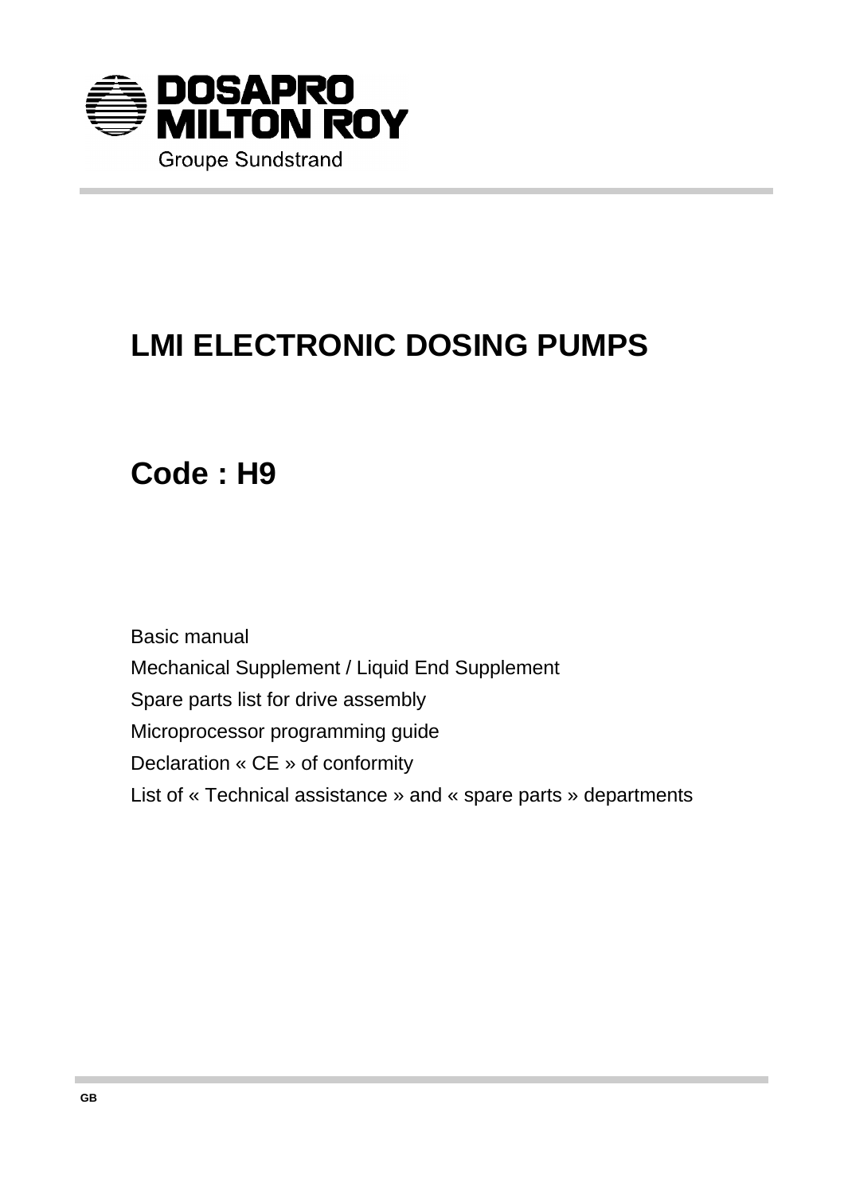DOSAPRO
MILTON ROY
Groupe Sundstrand

# LMI ELECTRONIC DOSING PUMPS

## Code : H9

Basic manual

Mechanical Supplement / Liquid End Supplement

Spare parts list for drive assembly

Microprocessor programming guide

Declaration « CE » of conformity

List of « Technical assistance » and « spare parts » departments

GB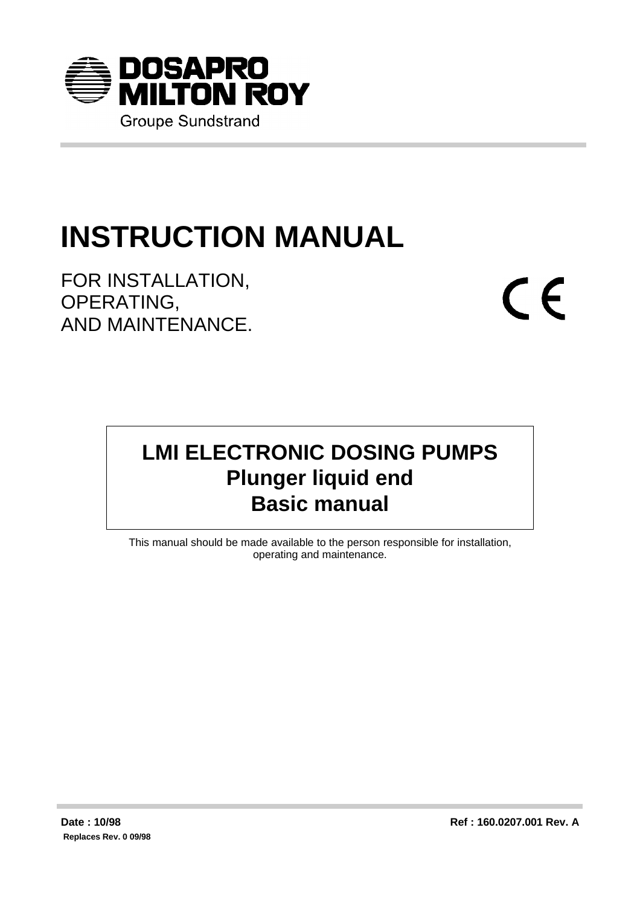DOSAPRO
MILTON ROY
Groupe Sundstrand

# INSTRUCTION MANUAL

FOR INSTALLATION,
OPERATING,
AND MAINTENANCE.

CE

## LMI ELECTRONIC DOSING PUMPS
## Plunger liquid end
## Basic manual

This manual should be made available to the person responsible for installation, operating and maintenance.

**Date : 10/98** **Ref : 160.0207.001 Rev. A**

**Replaces Rev. 0 09/98**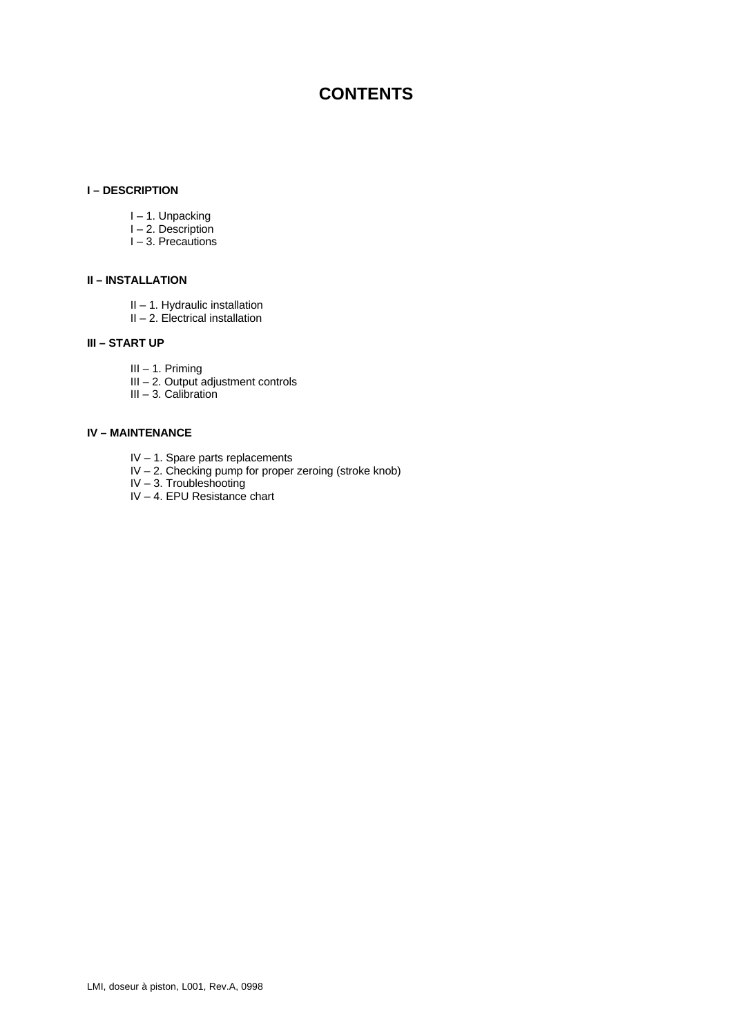# CONTENTS

**I – DESCRIPTION**

- I – 1. Unpacking
- I – 2. Description
- I – 3. Precautions

**II – INSTALLATION**

- II – 1. Hydraulic installation
- II – 2. Electrical installation

**III – START UP**

- III – 1. Priming
- III – 2. Output adjustment controls
- III – 3. Calibration

**IV – MAINTENANCE**

- IV – 1. Spare parts replacements
- IV – 2. Checking pump for proper zeroing (stroke knob)
- IV – 3. Troubleshooting
- IV – 4. EPU Resistance chart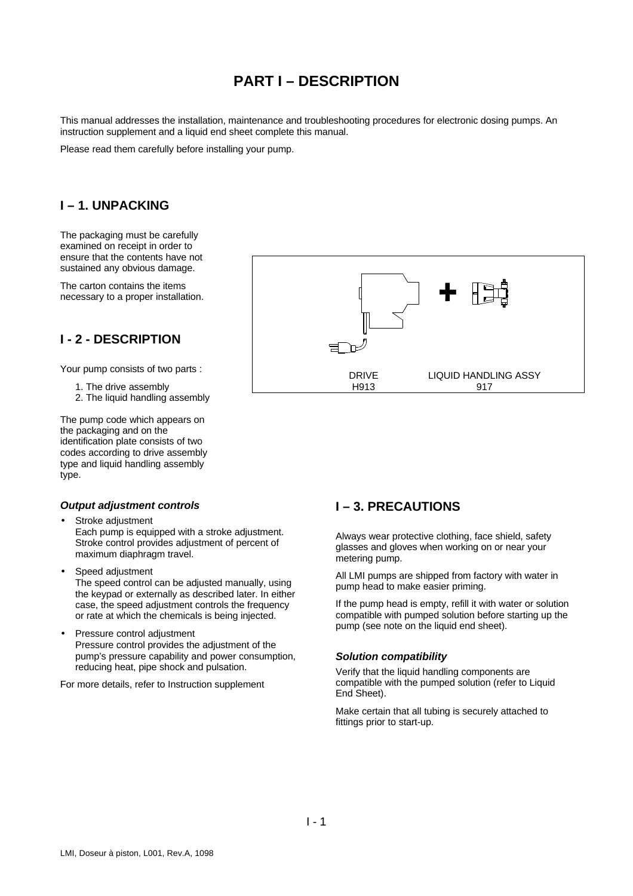# PART I – DESCRIPTION

This manual addresses the installation, maintenance and troubleshooting procedures for electronic dosing pumps. An instruction supplement and a liquid end sheet complete this manual.

Please read them carefully before installing your pump.

## I – 1. UNPACKING

The packaging must be carefully examined on receipt in order to ensure that the contents have not sustained any obvious damage.

The carton contains the items necessary to a proper installation.

## I - 2 - DESCRIPTION

Your pump consists of two parts :

1. The drive assembly
2. The liquid handling assembly

DRIVE H913 + LIQUID HANDLING ASSY 917

The pump code which appears on the packaging and on the identification plate consists of two codes according to drive assembly type and liquid handling assembly type.

### *Output adjustment controls*

- Stroke adjustment
  Each pump is equipped with a stroke adjustment. Stroke control provides adjustment of percent of maximum diaphragm travel.
- Speed adjustment
  The speed control can be adjusted manually, using the keypad or externally as described later. In either case, the speed adjustment controls the frequency or rate at which the chemicals is being injected.
- Pressure control adjustment
  Pressure control provides the adjustment of the pump's pressure capability and power consumption, reducing heat, pipe shock and pulsation.

For more details, refer to Instruction supplement

## I – 3. PRECAUTIONS

Always wear protective clothing, face shield, safety glasses and gloves when working on or near your metering pump.

All LMI pumps are shipped from factory with water in pump head to make easier priming.

If the pump head is empty, refill it with water or solution compatible with pumped solution before starting up the pump (see note on the liquid end sheet).

### *Solution compatibility*

Verify that the liquid handling components are compatible with the pumped solution (refer to Liquid End Sheet).

Make certain that all tubing is securely attached to fittings prior to start-up.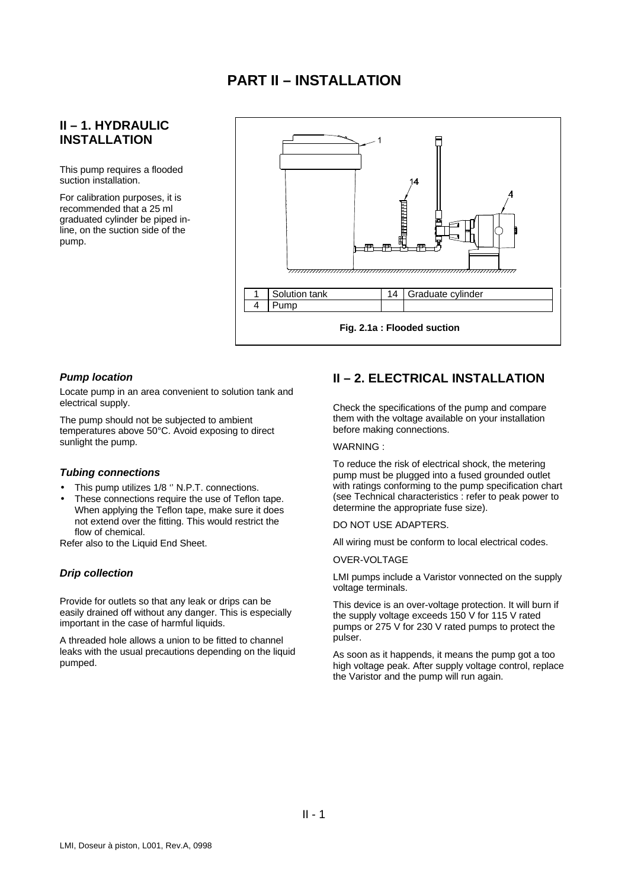# PART II – INSTALLATION

## II – 1. HYDRAULIC INSTALLATION

This pump requires a flooded suction installation.

For calibration purposes, it is recommended that a 25 ml graduated cylinder be piped in-line, on the suction side of the pump.

| 1 | Solution tank | 14 | Graduate cylinder |
|---|---|---|---|
| 4 | Pump | | |

**Fig. 2.1a : Flooded suction**

### *Pump location*

Locate pump in an area convenient to solution tank and electrical supply.

The pump should not be subjected to ambient temperatures above 50°C. Avoid exposing to direct sunlight the pump.

### *Tubing connections*

- This pump utilizes 1/8 '' N.P.T. connections.
- These connections require the use of Teflon tape. When applying the Teflon tape, make sure it does not extend over the fitting. This would restrict the flow of chemical.

Refer also to the Liquid End Sheet.

### *Drip collection*

Provide for outlets so that any leak or drips can be easily drained off without any danger. This is especially important in the case of harmful liquids.

A threaded hole allows a union to be fitted to channel leaks with the usual precautions depending on the liquid pumped.

## II – 2. ELECTRICAL INSTALLATION

Check the specifications of the pump and compare them with the voltage available on your installation before making connections.

WARNING :

To reduce the risk of electrical shock, the metering pump must be plugged into a fused grounded outlet with ratings conforming to the pump specification chart (see Technical characteristics : refer to peak power to determine the appropriate fuse size).

DO NOT USE ADAPTERS.

All wiring must be conform to local electrical codes.

OVER-VOLTAGE

LMI pumps include a Varistor vonnected on the supply voltage terminals.

This device is an over-voltage protection. It will burn if the supply voltage exceeds 150 V for 115 V rated pumps or 275 V for 230 V rated pumps to protect the pulser.

As soon as it happends, it means the pump got a too high voltage peak. After supply voltage control, replace the Varistor and the pump will run again.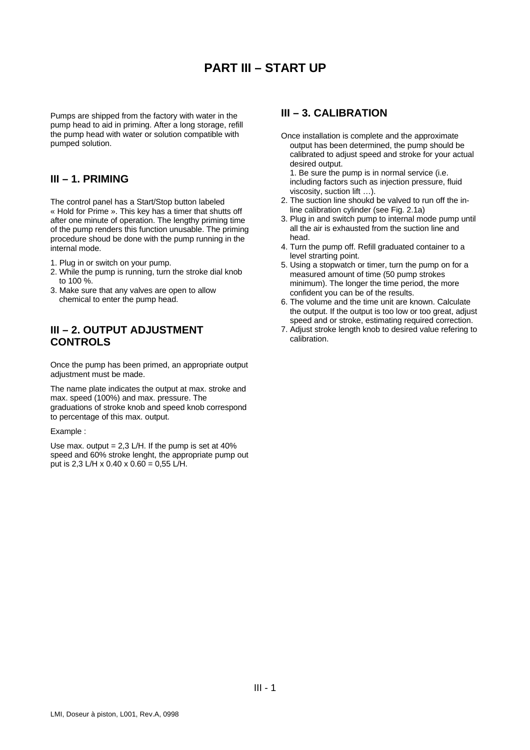# PART III – START UP

Pumps are shipped from the factory with water in the pump head to aid in priming. After a long storage, refill the pump head with water or solution compatible with pumped solution.

## III – 1. PRIMING

The control panel has a Start/Stop button labeled « Hold for Prime ». This key has a timer that shutts off after one minute of operation. The lengthy priming time of the pump renders this function unusable. The priming procedure shoud be done with the pump running in the internal mode.

1. Plug in or switch on your pump.
2. While the pump is running, turn the stroke dial knob to 100 %.
3. Make sure that any valves are open to allow chemical to enter the pump head.

## III – 2. OUTPUT ADJUSTMENT CONTROLS

Once the pump has been primed, an appropriate output adjustment must be made.

The name plate indicates the output at max. stroke and max. speed (100%) and max. pressure. The graduations of stroke knob and speed knob correspond to percentage of this max. output.

Example :

Use max. output = 2,3 L/H. If the pump is set at 40% speed and 60% stroke lenght, the appropriate pump out put is 2,3 L/H x 0.40 x 0.60 = 0,55 L/H.

## III – 3. CALIBRATION

Once installation is complete and the approximate output has been determined, the pump should be calibrated to adjust speed and stroke for your actual desired output.

1. Be sure the pump is in normal service (i.e. including factors such as injection pressure, fluid viscosity, suction lift …).
2. The suction line shoukd be valved to run off the in-line calibration cylinder (see Fig. 2.1a)
3. Plug in and switch pump to internal mode pump until all the air is exhausted from the suction line and head.
4. Turn the pump off. Refill graduated container to a level strarting point.
5. Using a stopwatch or timer, turn the pump on for a measured amount of time (50 pump strokes minimum). The longer the time period, the more confident you can be of the results.
6. The volume and the time unit are known. Calculate the output. If the output is too low or too great, adjust speed and or stroke, estimating required correction.
7. Adjust stroke length knob to desired value refering to calibration.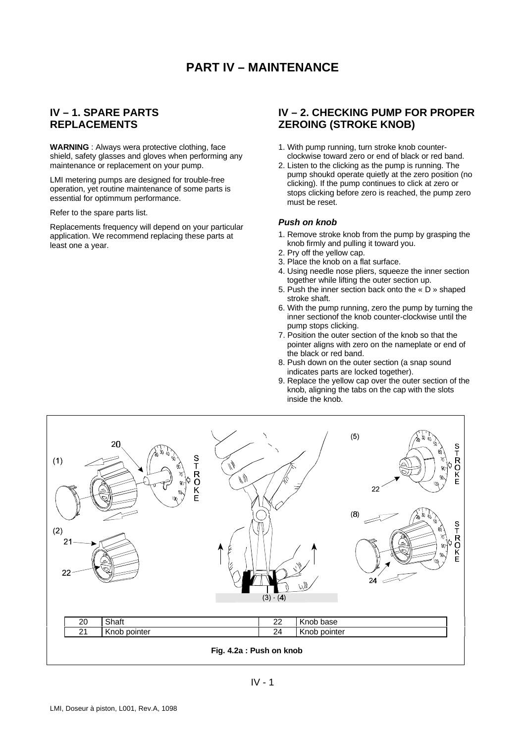# PART IV – MAINTENANCE

## IV – 1. SPARE PARTS REPLACEMENTS

**WARNING** : Always wera protective clothing, face shield, safety glasses and gloves when performing any maintenance or replacement on your pump.

LMI metering pumps are designed for trouble-free operation, yet routine maintenance of some parts is essential for optimmum performance.

Refer to the spare parts list.

Replacements frequency will depend on your particular application. We recommend replacing these parts at least one a year.

## IV – 2. CHECKING PUMP FOR PROPER ZEROING (STROKE KNOB)

1. With pump running, turn stroke knob counter-clockwise toward zero or end of black or red band.
2. Listen to the clicking as the pump is running. The pump shoukd operate quietly at the zero position (no clicking). If the pump continues to click at zero or stops clicking before zero is reached, the pump zero must be reset.

### *Push on knob*

1. Remove stroke knob from the pump by grasping the knob firmly and pulling it toward you.
2. Pry off the yellow cap.
3. Place the knob on a flat surface.
4. Using needle nose pliers, squeeze the inner section together while lifting the outer section up.
5. Push the inner section back onto the « D » shaped stroke shaft.
6. With the pump running, zero the pump by turning the inner sectionof the knob counter-clockwise until the pump stops clicking.
7. Position the outer section of the knob so that the pointer aligns with zero on the nameplate or end of the black or red band.
8. Push down on the outer section (a snap sound indicates parts are locked together).
9. Replace the yellow cap over the outer section of the knob, aligning the tabs on the cap with the slots inside the knob.

| 20 | Shaft | 22 | Knob base |
|---|---|---|---|
| 21 | Knob pointer | 24 | Knob pointer |

**Fig. 4.2a : Push on knob**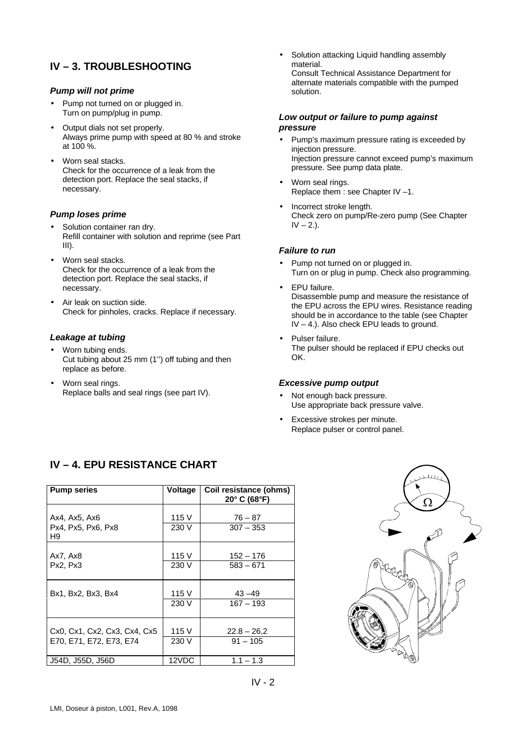## IV – 3. TROUBLESHOOTING

### *Pump will not prime*

- Pump not turned on or plugged in.
  Turn on pump/plug in pump.
- Output dials not set properly.
  Always prime pump with speed at 80 % and stroke at 100 %.
- Worn seal stacks.
  Check for the occurrence of a leak from the detection port. Replace the seal stacks, if necessary.

### *Pump loses prime*

- Solution container ran dry.
  Refill container with solution and reprime (see Part III).
- Worn seal stacks.
  Check for the occurrence of a leak from the detection port. Replace the seal stacks, if necessary.
- Air leak on suction side.
  Check for pinholes, cracks. Replace if necessary.

### *Leakage at tubing*

- Worn tubing ends.
  Cut tubing about 25 mm (1'') off tubing and then replace as before.
- Worn seal rings.
  Replace balls and seal rings (see part IV).
- Solution attacking Liquid handling assembly material.
  Consult Technical Assistance Department for alternate materials compatible with the pumped solution.

### *Low output or failure to pump against pressure*

- Pump's maximum pressure rating is exceeded by injection pressure.
  Injection pressure cannot exceed pump's maximum pressure. See pump data plate.
- Worn seal rings.
  Replace them : see Chapter IV –1.
- Incorrect stroke length.
  Check zero on pump/Re-zero pump (See Chapter IV – 2.).

### *Failure to run*

- Pump not turned on or plugged in.
  Turn on or plug in pump. Check also programming.
- EPU failure.
  Disassemble pump and measure the resistance of the EPU across the EPU wires. Resistance reading should be in accordance to the table (see Chapter IV – 4.). Also check EPU leads to ground.
- Pulser failure.
  The pulser should be replaced if EPU checks out OK.

### *Excessive pump output*

- Not enough back pressure.
  Use appropriate back pressure valve.
- Excessive strokes per minute.
  Replace pulser or control panel.

## IV – 4. EPU RESISTANCE CHART

| Pump series | Voltage | Coil resistance (ohms) 20° C (68°F) |
|---|---|---|
| Ax4, Ax5, Ax6 | 115 V | 76 – 87 |
| Px4, Px5, Px6, Px8 H9 | 230 V | 307 – 353 |
| Ax7, Ax8 | 115 V | 152 – 176 |
| Px2, Px3 | 230 V | 583 – 671 |
| Bx1, Bx2, Bx3, Bx4 | 115 V | 43 –49 |
| | 230 V | 167 – 193 |
| Cx0, Cx1, Cx2, Cx3, Cx4, Cx5 | 115 V | 22.8 – 26,2 |
| E70, E71, E72, E73, E74 | 230 V | 91 – 105 |
| J54D, J55D, J56D | 12VDC | 1.1 – 1.3 |

LMI, Doseur à piston, L001, Rev.A, 1098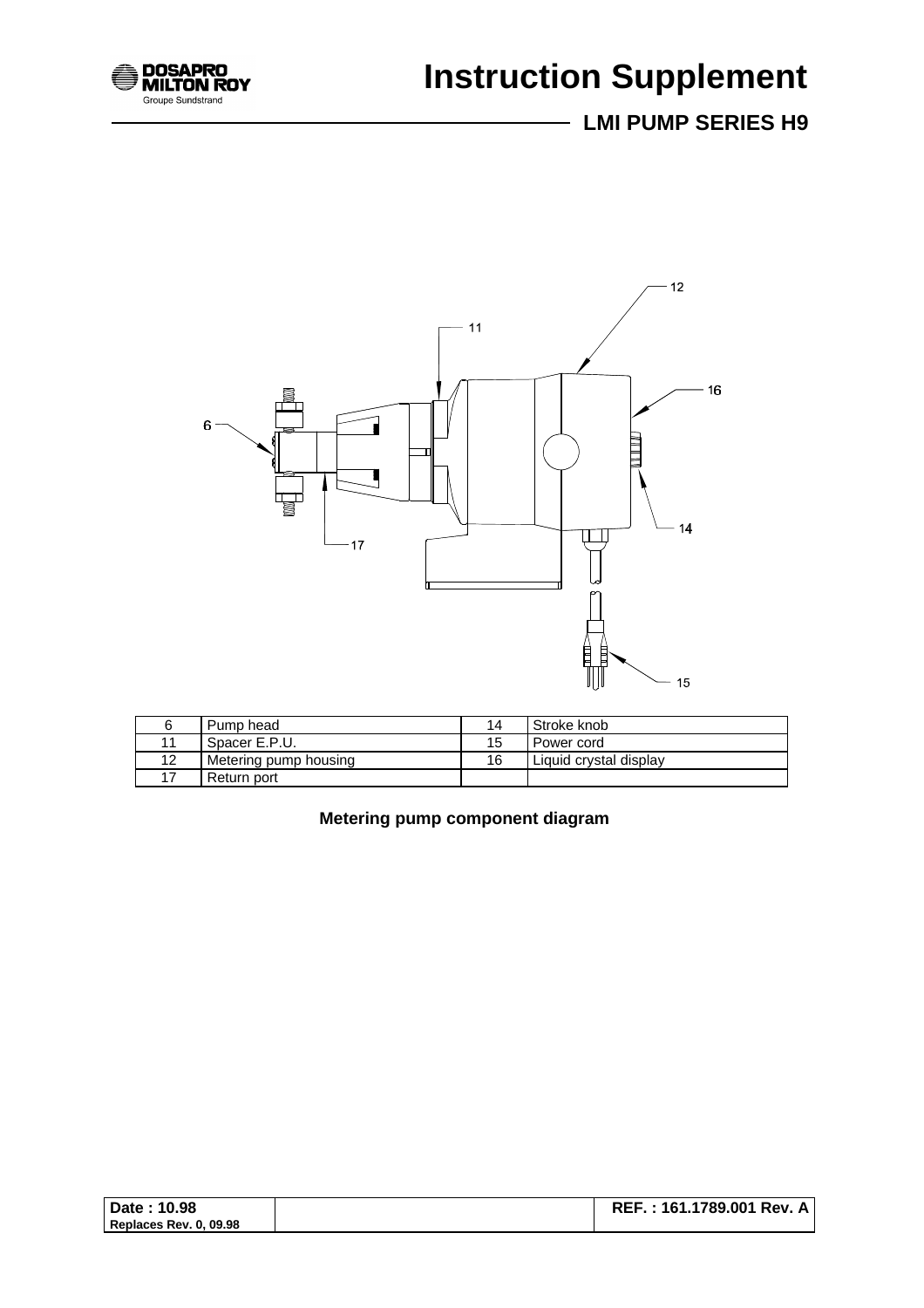| 6 | Pump head | 14 | Stroke knob |
|---|---|---|---|
| 11 | Spacer E.P.U. | 15 | Power cord |
| 12 | Metering pump housing | 16 | Liquid crystal display |
| 17 | Return port | | |

**Metering pump component diagram**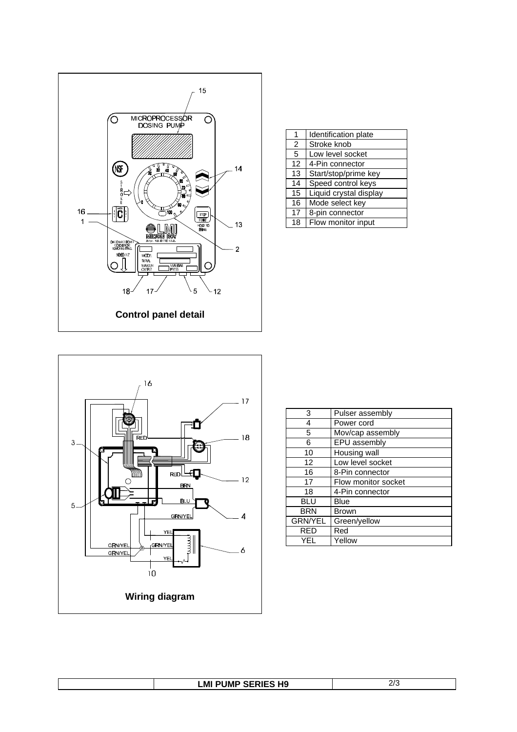Control panel detail

| 1 | Identification plate |
|---|---|
| 2 | Stroke knob |
| 5 | Low level socket |
| 12 | 4-Pin connector |
| 13 | Start/stop/prime key |
| 14 | Speed control keys |
| 15 | Liquid crystal display |
| 16 | Mode select key |
| 17 | 8-pin connector |
| 18 | Flow monitor input |

Wiring diagram

| 3 | Pulser assembly |
|---|---|
| 4 | Power cord |
| 5 | Mov/cap assembly |
| 6 | EPU assembly |
| 10 | Housing wall |
| 12 | Low level socket |
| 16 | 8-Pin connector |
| 17 | Flow monitor socket |
| 18 | 4-Pin connector |
| BLU | Blue |
| BRN | Brown |
| GRN/YEL | Green/yellow |
| RED | Red |
| YEL | Yellow |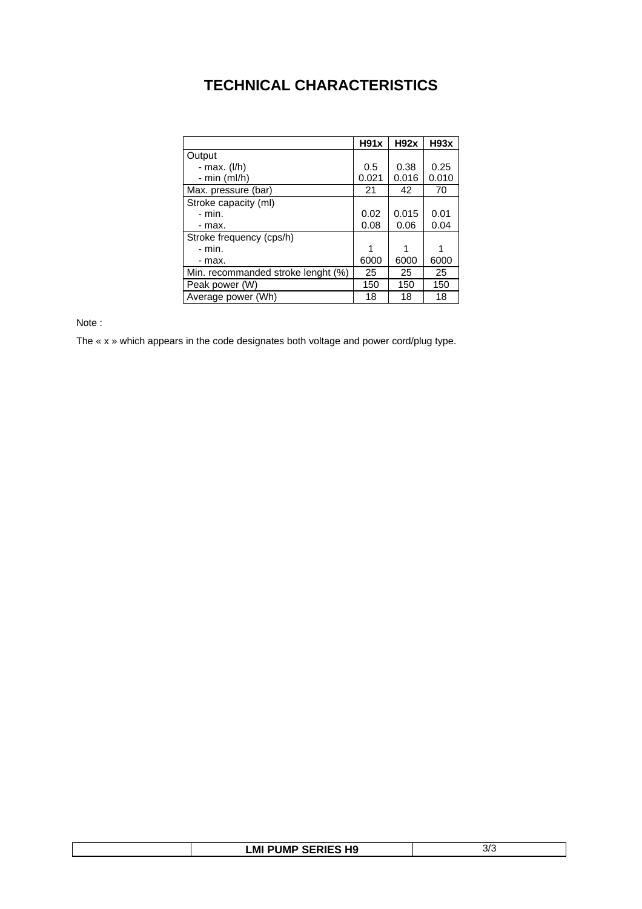# TECHNICAL CHARACTERISTICS

| | H91x | H92x | H93x |
|---|---|---|---|
| Output<br>- max. (l/h)<br>- min (ml/h) | <br>0.5<br>0.021 | <br>0.38<br>0.016 | <br>0.25<br>0.010 |
| Max. pressure (bar) | 21 | 42 | 70 |
| Stroke capacity (ml)<br>- min.<br>- max. | <br>0.02<br>0.08 | <br>0.015<br>0.06 | <br>0.01<br>0.04 |
| Stroke frequency (cps/h)<br>- min.<br>- max. | <br>1<br>6000 | <br>1<br>6000 | <br>1<br>6000 |
| Min. recommanded stroke lenght (%) | 25 | 25 | 25 |
| Peak power (W) | 150 | 150 | 150 |
| Average power (Wh) | 18 | 18 | 18 |

Note :

The « x » which appears in the code designates both voltage and power cord/plug type.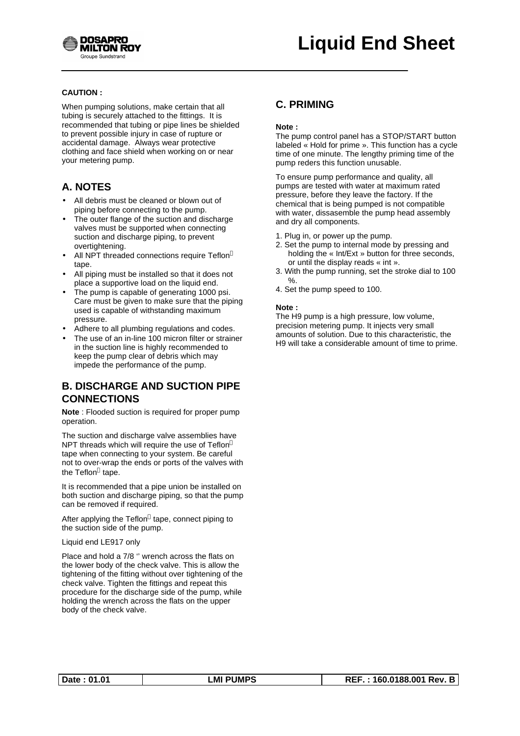# Liquid End Sheet

**CAUTION :**

When pumping solutions, make certain that all tubing is securely attached to the fittings. It is recommended that tubing or pipe lines be shielded to prevent possible injury in case of rupture or accidental damage. Always wear protective clothing and face shield when working on or near your metering pump.

## A. NOTES

- All debris must be cleaned or blown out of piping before connecting to the pump.
- The outer flange of the suction and discharge valves must be supported when connecting suction and discharge piping, to prevent overtightening.
- All NPT threaded connections require Teflon tape.
- All piping must be installed so that it does not place a supportive load on the liquid end.
- The pump is capable of generating 1000 psi. Care must be given to make sure that the piping used is capable of withstanding maximum pressure.
- Adhere to all plumbing regulations and codes.
- The use of an in-line 100 micron filter or strainer in the suction line is highly recommended to keep the pump clear of debris which may impede the performance of the pump.

## B. DISCHARGE AND SUCTION PIPE CONNECTIONS

**Note** : Flooded suction is required for proper pump operation.

The suction and discharge valve assemblies have NPT threads which will require the use of Teflon tape when connecting to your system. Be careful not to over-wrap the ends or ports of the valves with the Teflon tape.

It is recommended that a pipe union be installed on both suction and discharge piping, so that the pump can be removed if required.

After applying the Teflon tape, connect piping to the suction side of the pump.

Liquid end LE917 only

Place and hold a 7/8 '' wrench across the flats on the lower body of the check valve. This is allow the tightening of the fitting without over tightening of the check valve. Tighten the fittings and repeat this procedure for the discharge side of the pump, while holding the wrench across the flats on the upper body of the check valve.

## C. PRIMING

**Note :**
The pump control panel has a STOP/START button labeled « Hold for prime ». This function has a cycle time of one minute. The lengthy priming time of the pump reders this function unusable.

To ensure pump performance and quality, all pumps are tested with water at maximum rated pressure, before they leave the factory. If the chemical that is being pumped is not compatible with water, dissasemble the pump head assembly and dry all components.

1. Plug in, or power up the pump.
2. Set the pump to internal mode by pressing and holding the « Int/Ext » button for three seconds, or until the display reads « int ».
3. With the pump running, set the stroke dial to 100 %.
4. Set the pump speed to 100.

**Note :**
The H9 pump is a high pressure, low volume, precision metering pump. It injects very small amounts of solution. Due to this characteristic, the H9 will take a considerable amount of time to prime.

| Date : 01.01 | LMI PUMPS | REF. : 160.0188.001 Rev. B |
|---|---|---|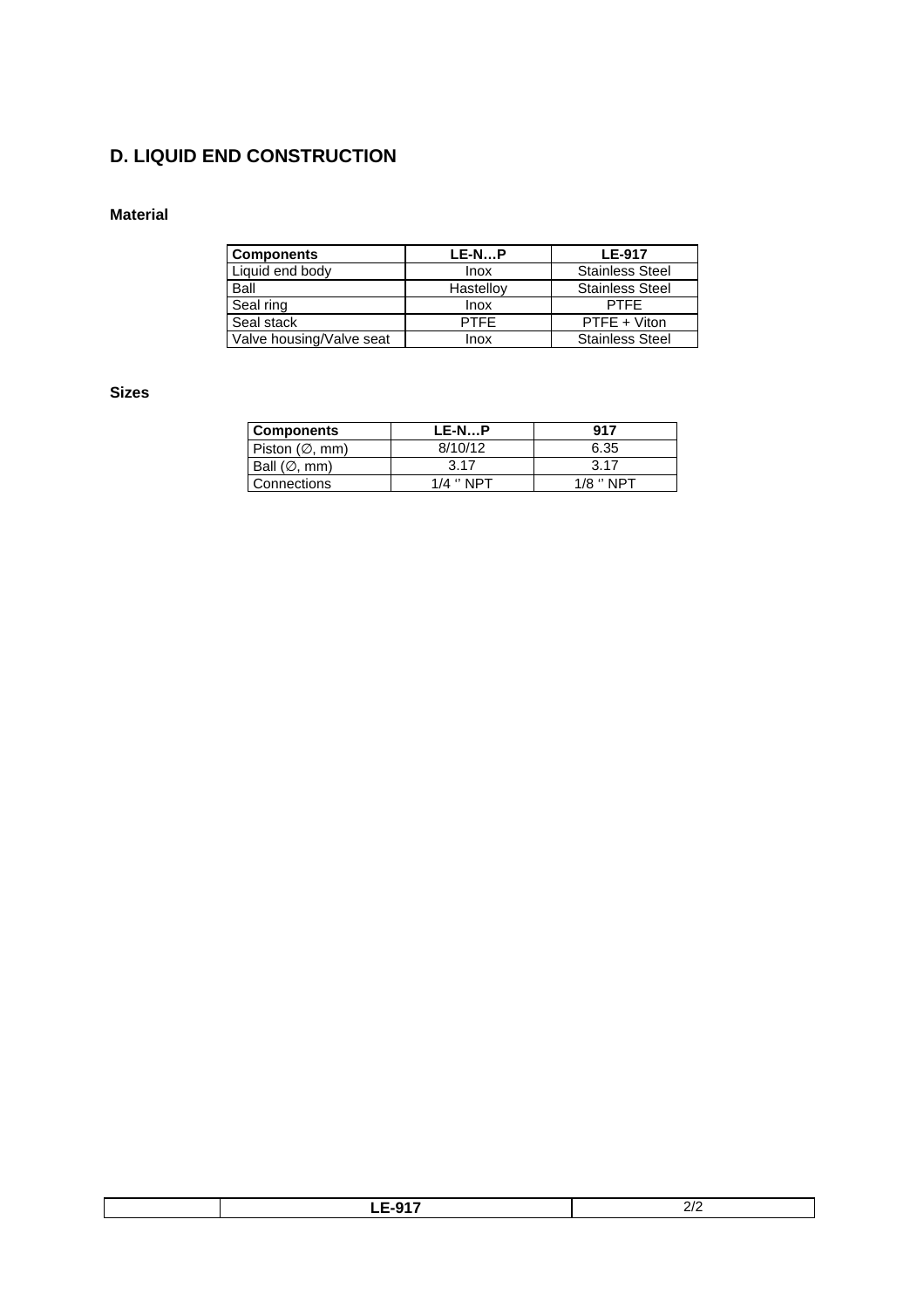## D. LIQUID END CONSTRUCTION

### Material

| Components | LE-N…P | LE-917 |
|---|---|---|
| Liquid end body | Inox | Stainless Steel |
| Ball | Hastelloy | Stainless Steel |
| Seal ring | Inox | PTFE |
| Seal stack | PTFE | PTFE + Viton |
| Valve housing/Valve seat | Inox | Stainless Steel |

### Sizes

| Components | LE-N…P | 917 |
|---|---|---|
| Piston (∅, mm) | 8/10/12 | 6.35 |
| Ball (∅, mm) | 3.17 | 3.17 |
| Connections | 1/4 '' NPT | 1/8 '' NPT |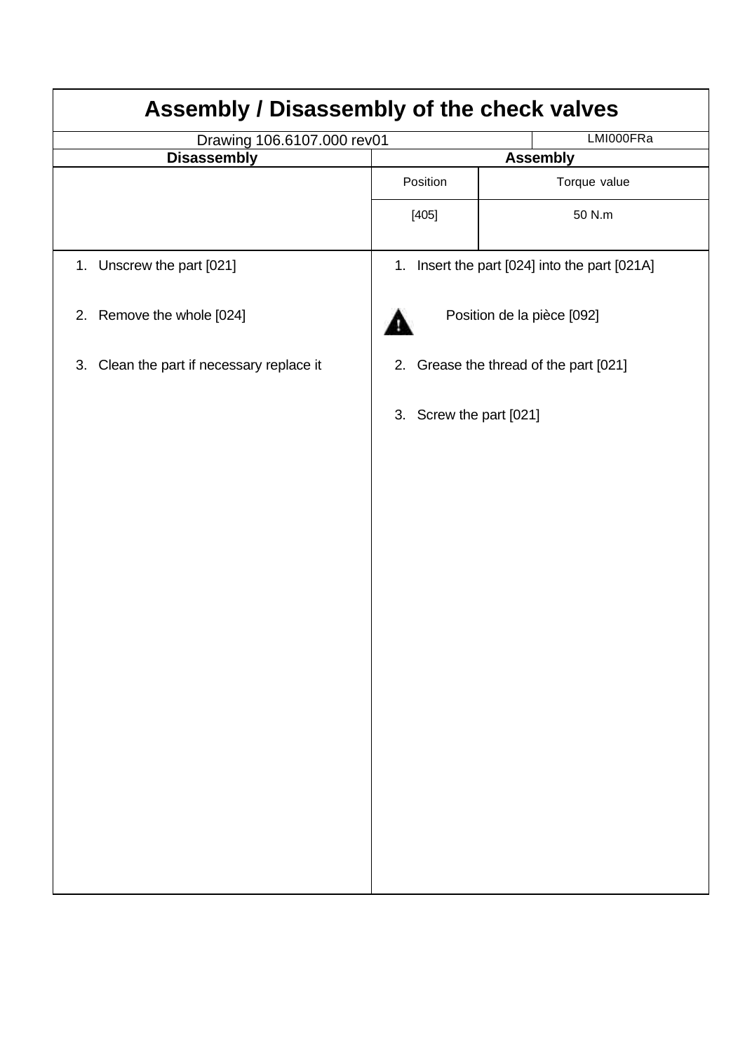# Assembly / Disassembly of the check valves

| Drawing 106.6107.000 rev01 | LMI000FRa |
|---|---|

| Disassembly | Assembly | |
|---|---|---|
| | Position | Torque value |
| | [405] | 50 N.m |

**Disassembly**

1. Unscrew the part [021]
2. Remove the whole [024]
3. Clean the part if necessary replace it

**Assembly**

1. Insert the part [024] into the part [021A]

⚠ Position de la pièce [092]

2. Grease the thread of the part [021]
3. Screw the part [021]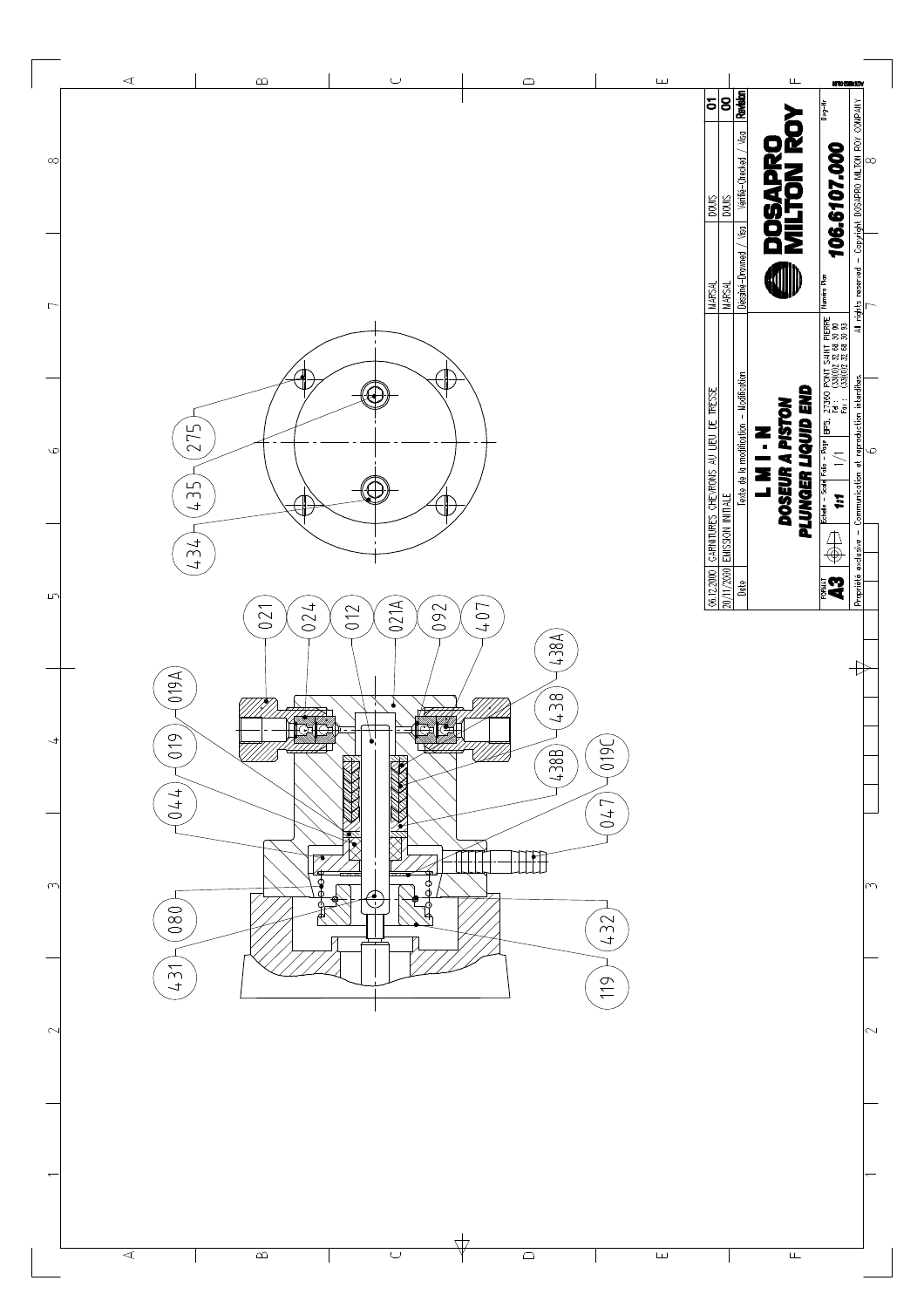| Rev. | Date | Texte de la modification – Modification | Dessiné–Drawned / Visa | Vérifié–Checked / Visa |
|---|---|---|---|---|
| 01 | 06.12.2000 | GARNITURES CHEVRONS AU LIEU DE TRESSE | MARSAL | DOUIS |
| 00 | 20/11/2000 | EMISSION INITIALE | MARSAL | DOUIS |

**DOSAPRO MILTON ROY**

# L M I - N

## DOSEUR A PISTON

## PLUNGER LIQUID END

| FORMAT | Echelle – Scale | Folio – Page | Adresse | Numéro Plan |
|---|---|---|---|---|
| A3 | 1:1 | 1/1 | BP5, 27360 PONT SAINT PIERRE Tel : (33)0/2 32 68 30 00 Fax : (33)0/2 32 68 30 93 | 106.6107.000 |

Propriété exclusive – Communication et reproduction interdites.
All rights reserved – Copyright DOSAPRO MILTON ROY COMPANY

Repères : 021, 024, 012, 021A, 092, 407, 438A, 438, 438B, 019C, 047, 432, 119, 019A, 019, 044, 080, 431, 275, 435, 434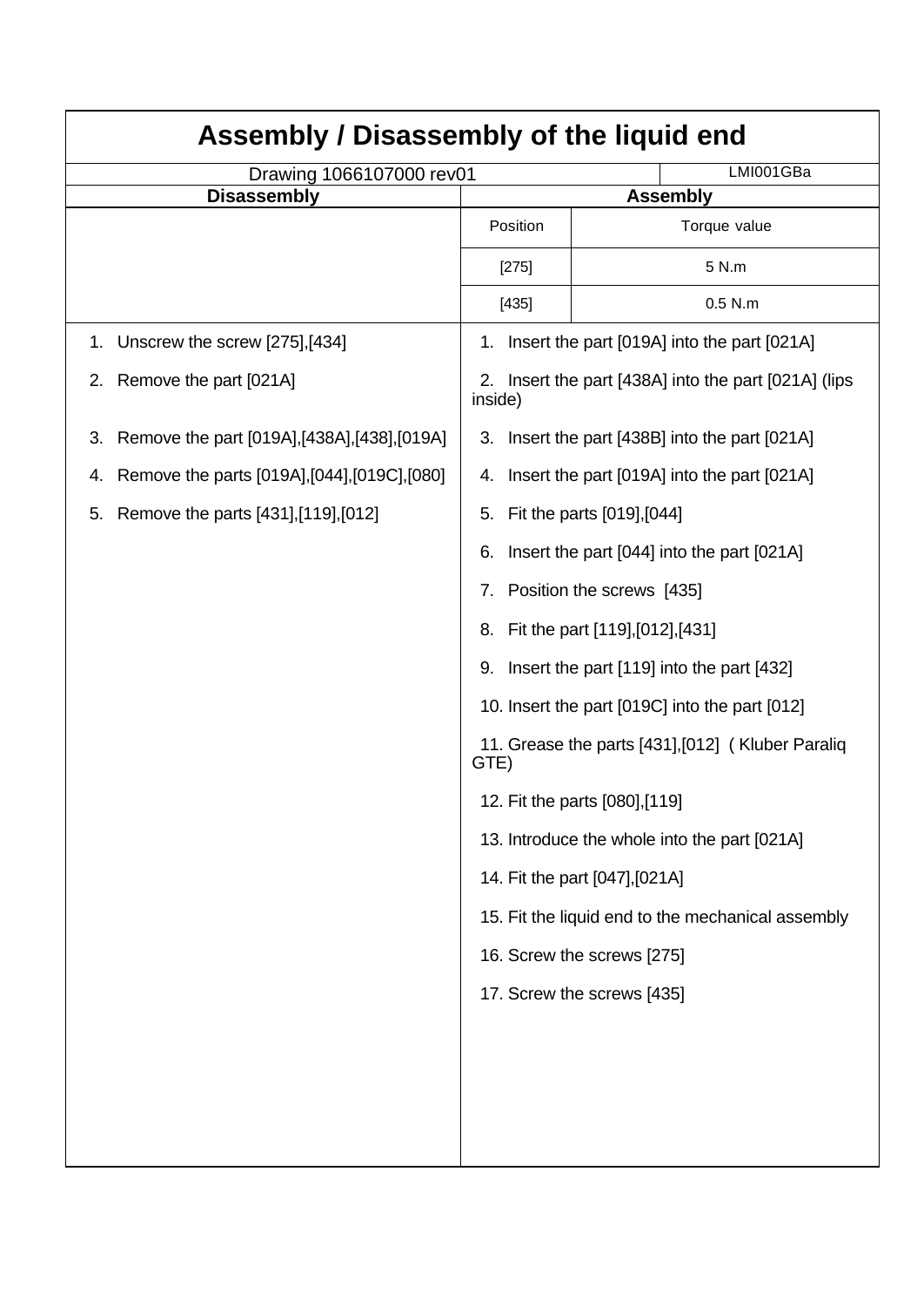# Assembly / Disassembly of the liquid end

Drawing 1066107000 rev01 | LMI001GBa

| Disassembly | Assembly | |
|---|---|---|
| | Position | Torque value |
| | [275] | 5 N.m |
| | [435] | 0.5 N.m |

## Disassembly

1. Unscrew the screw [275],[434]
2. Remove the part [021A]
3. Remove the part [019A],[438A],[438],[019A]
4. Remove the parts [019A],[044],[019C],[080]
5. Remove the parts [431],[119],[012]

## Assembly

1. Insert the part [019A] into the part [021A]
2. Insert the part [438A] into the part [021A] (lips inside)
3. Insert the part [438B] into the part [021A]
4. Insert the part [019A] into the part [021A]
5. Fit the parts [019],[044]
6. Insert the part [044] into the part [021A]
7. Position the screws [435]
8. Fit the part [119],[012],[431]
9. Insert the part [119] into the part [432]
10. Insert the part [019C] into the part [012]
11. Grease the parts [431],[012] ( Kluber Paraliq GTE)
12. Fit the parts [080],[119]
13. Introduce the whole into the part [021A]
14. Fit the part [047],[021A]
15. Fit the liquid end to the mechanical assembly
16. Screw the screws [275]
17. Screw the screws [435]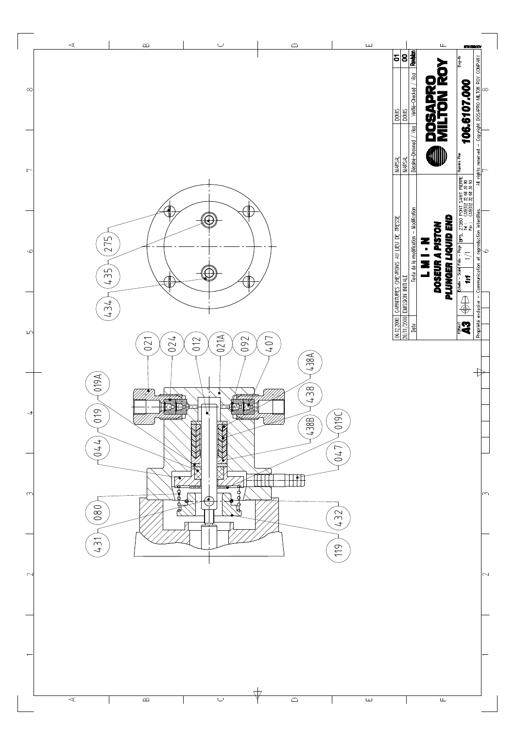| Date | Texte de la modification – Modification | Dessiné–Drawned / Visa | Vérifié–Checked / Visa | Revision |
|---|---|---|---|---|
| 06.12.2000 | GARNITURES CHEVRONS AU LIEU DE TRESSE | MARSAL | DOUIS | 01 |
| 20/11/2000 | EMISSION INITIALE | MARSAL | DOUIS | 00 |

# L M I - N

## DOSEUR A PISTON

## PLUNGER LIQUID END

**DOSAPRO MILTON ROY**

| FORMAT | Echelle – Scale | Folio – Page | | Numero Plan | Dwg–Nr |
|---|---|---|---|---|---|
| A3 | 1:1 | 1/1 | BP5, 27360 PONT SAINT PIERRE Tel : (33)(0)2 32 68 30 00 Fax : (33)(0)2 32 68 30 93 | 106.6107.000 | |

Propriété exclusive – Communication et reproduction interdites. All rights reserved – Copyright DOSAPRO MILTON ROY COMPANY

021, 024, 012, 021A, 092, 407, 438A, 438, 438B, 019C, 047, 432, 119, 019A, 019, 044, 080, 431, 275, 435, 434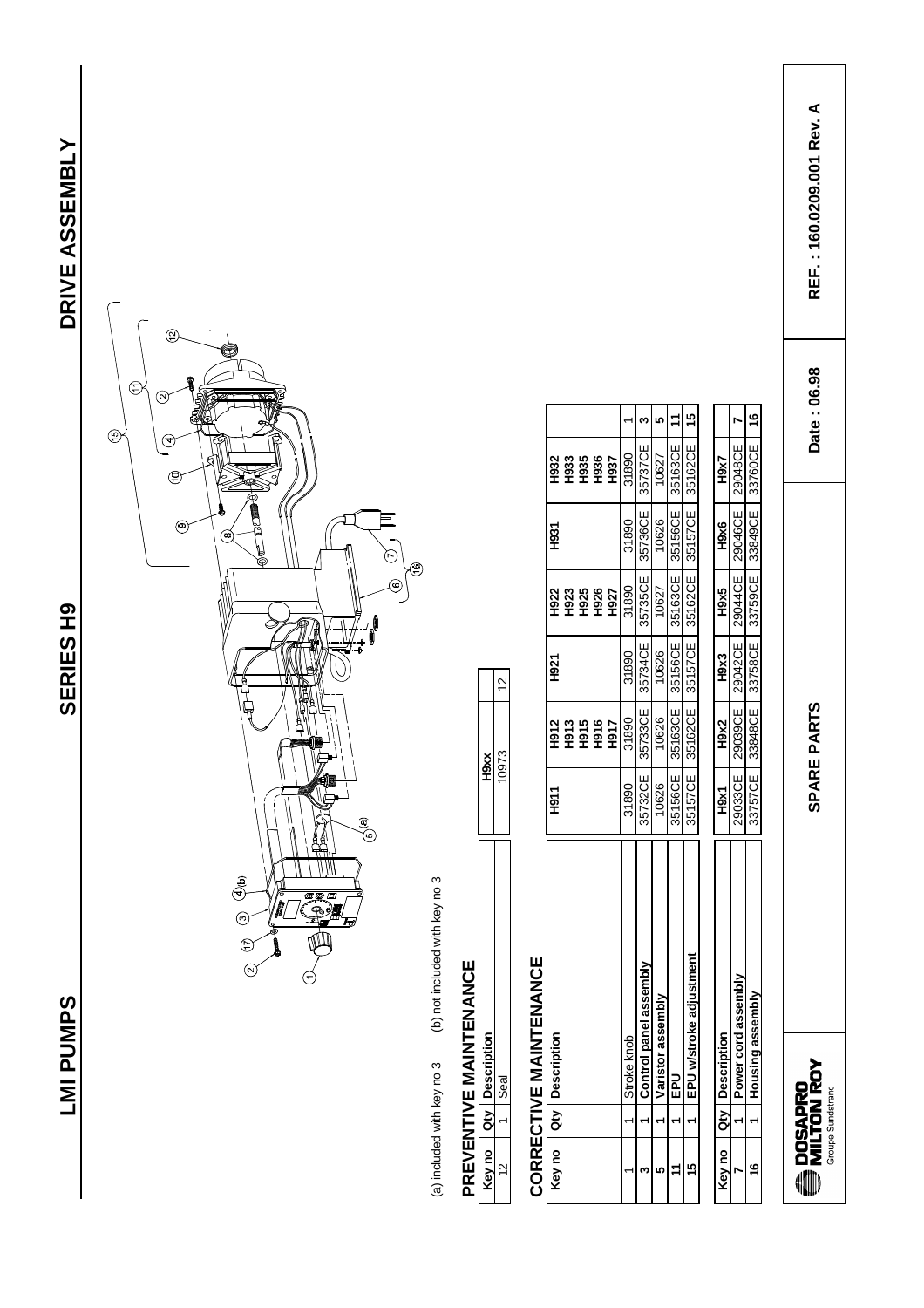# LMI PUMPS — SERIES H9 — DRIVE ASSEMBLY

(a) included with key no 3 (b) not included with key no 3

## PREVENTIVE MAINTENANCE

| Key no | Qty | Description | H9xx |
|---|---|---|---|
| 12 | 1 | Seal | 10973 | 12 |

## CORRECTIVE MAINTENANCE

| Key no | Qty | Description | H911 | H912 H913 H915 H916 H917 | H921 | H922 H923 H925 H926 H927 | H931 | H932 H933 H935 H936 H937 | |
|---|---|---|---|---|---|---|---|---|---|
| 1 | 1 | Stroke knob | 31890 | 31890 | 31890 | 31890 | 31890 | 31890 | 1 |
| **3** | **1** | **Control panel assembly** | 35732CE | 35733CE | 35734CE | 35735CE | 35736CE | 35737CE | **3** |
| **5** | **1** | **Varistor assembly** | 10626 | 10626 | 10626 | 10627 | 10626 | 10627 | **5** |
| **11** | **1** | **EPU** | 35156CE | 35163CE | 35156CE | 35163CE | 35156CE | 35163CE | **11** |
| **15** | **1** | **EPU w/stroke adjustment** | 35157CE | 35162CE | 35157CE | 35162CE | 35157CE | 35162CE | **15** |

| Key no | Qty | Description | H9x1 | H9x2 | H9x3 | H9x5 | H9x6 | H9x7 | |
|---|---|---|---|---|---|---|---|---|---|
| **7** | **1** | **Power cord assembly** | 29033CE | 29039CE | 29042CE | 29044CE | 29046CE | 29048CE | **7** |
| **16** | **1** | **Housing assembly** | 33757CE | 33848CE | 33758CE | 33759CE | 33849CE | 33760CE | **16** |

DOSAPRO MILTON ROY — Groupe Sundstrand | SPARE PARTS | Date : 06.98 | REF. : 160.0209.001 Rev. A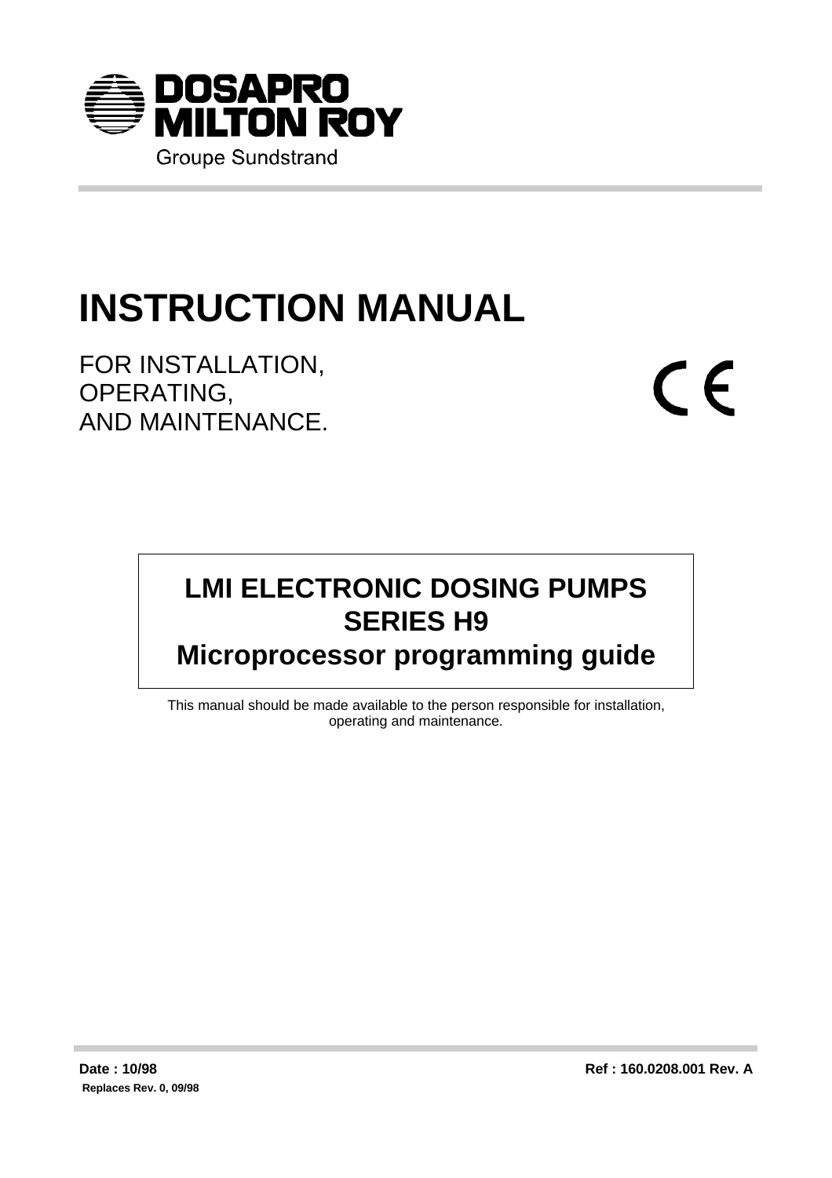DOSAPRO
MILTON ROY
Groupe Sundstrand

# INSTRUCTION MANUAL

FOR INSTALLATION,
OPERATING,
AND MAINTENANCE.

CE

## LMI ELECTRONIC DOSING PUMPS SERIES H9 Microprocessor programming guide

This manual should be made available to the person responsible for installation, operating and maintenance.

**Date : 10/98**

**Replaces Rev. 0, 09/98**

**Ref : 160.0208.001 Rev. A**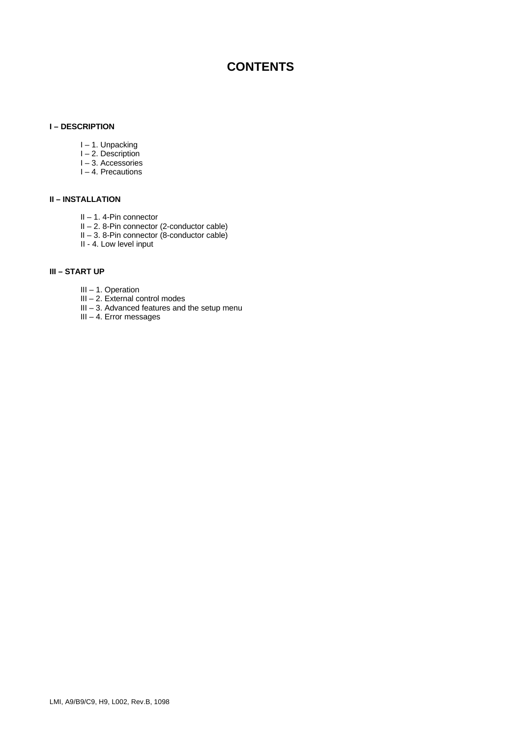# CONTENTS

**I – DESCRIPTION**

- I – 1. Unpacking
- I – 2. Description
- I – 3. Accessories
- I – 4. Precautions

**II – INSTALLATION**

- II – 1. 4-Pin connector
- II – 2. 8-Pin connector (2-conductor cable)
- II – 3. 8-Pin connector (8-conductor cable)
- II - 4. Low level input

**III – START UP**

- III – 1. Operation
- III – 2. External control modes
- III – 3. Advanced features and the setup menu
- III – 4. Error messages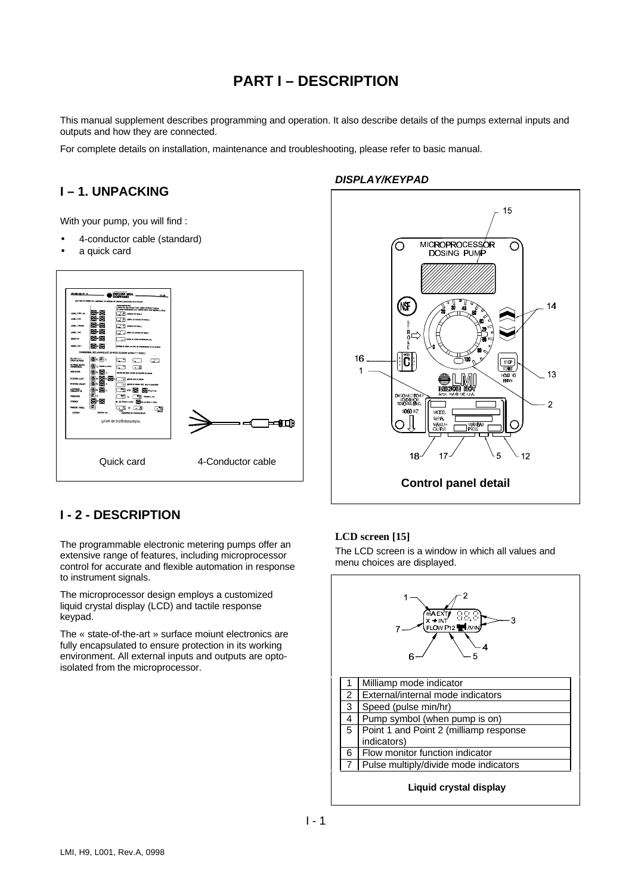# PART I – DESCRIPTION

This manual supplement describes programming and operation. It also describe details of the pumps external inputs and outputs and how they are connected.

For complete details on installation, maintenance and troubleshooting, please refer to basic manual.

## I – 1. UNPACKING

With your pump, you will find :

- 4-conductor cable (standard)
- a quick card

Quick card 4-Conductor cable

## I - 2 - DESCRIPTION

The programmable electronic metering pumps offer an extensive range of features, including microprocessor control for accurate and flexible automation in response to instrument signals.

The microprocessor design employs a customized liquid crystal display (LCD) and tactile response keypad.

The « state-of-the-art » surface moiunt electronics are fully encapsulated to ensure protection in its working environment. All external inputs and outputs are opto-isolated from the microprocessor.

### *DISPLAY/KEYPAD*

**Control panel detail**

### LCD screen [15]

The LCD screen is a window in which all values and menu choices are displayed.

| | |
|---|---|
| 1 | Milliamp mode indicator |
| 2 | External/internal mode indicators |
| 3 | Speed (pulse min/hr) |
| 4 | Pump symbol (when pump is on) |
| 5 | Point 1 and Point 2 (milliamp response indicators) |
| 6 | Flow monitor function indicator |
| 7 | Pulse multiply/divide mode indicators |

**Liquid crystal display**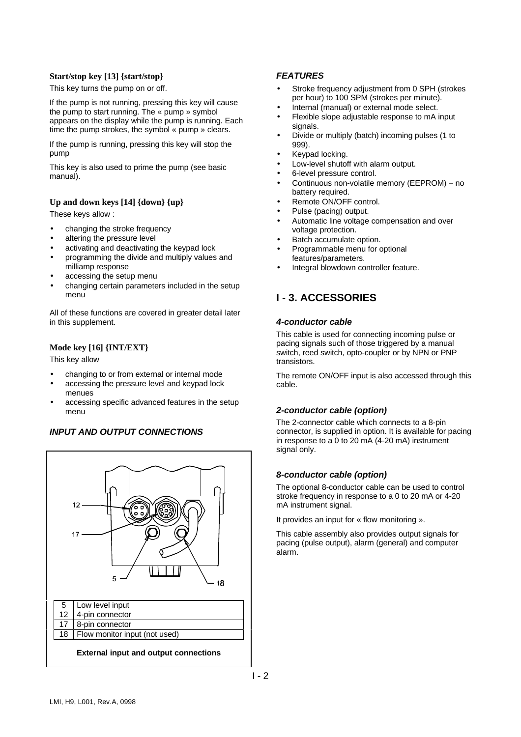### Start/stop key [13] {start/stop}

This key turns the pump on or off.

If the pump is not running, pressing this key will cause the pump to start running. The « pump » symbol appears on the display while the pump is running. Each time the pump strokes, the symbol « pump » clears.

If the pump is running, pressing this key will stop the pump

This key is also used to prime the pump (see basic manual).

### Up and down keys [14] {down} {up}

These keys allow :

- changing the stroke frequency
- altering the pressure level
- activating and deactivating the keypad lock
- programming the divide and multiply values and milliamp response
- accessing the setup menu
- changing certain parameters included in the setup menu

All of these functions are covered in greater detail later in this supplement.

### Mode key [16] {INT/EXT}

This key allow

- changing to or from external or internal mode
- accessing the pressure level and keypad lock menues
- accessing specific advanced features in the setup menu

### *INPUT AND OUTPUT CONNECTIONS*

| | |
|---|---|
| 5 | Low level input |
| 12 | 4-pin connector |
| 17 | 8-pin connector |
| 18 | Flow monitor input (not used) |

**External input and output connections**

### *FEATURES*

- Stroke frequency adjustment from 0 SPH (strokes per hour) to 100 SPM (strokes per minute).
- Internal (manual) or external mode select.
- Flexible slope adjustable response to mA input signals.
- Divide or multiply (batch) incoming pulses (1 to 999).
- Keypad locking.
- Low-level shutoff with alarm output.
- 6-level pressure control.
- Continuous non-volatile memory (EEPROM) – no battery required.
- Remote ON/OFF control.
- Pulse (pacing) output.
- Automatic line voltage compensation and over voltage protection.
- Batch accumulate option.
- Programmable menu for optional features/parameters.
- Integral blowdown controller feature.

## I - 3. ACCESSORIES

### *4-conductor cable*

This cable is used for connecting incoming pulse or pacing signals such of those triggered by a manual switch, reed switch, opto-coupler or by NPN or PNP transistors.

The remote ON/OFF input is also accessed through this cable.

### *2-conductor cable (option)*

The 2-connector cable which connects to a 8-pin connector, is supplied in option. It is available for pacing in response to a 0 to 20 mA (4-20 mA) instrument signal only.

### *8-conductor cable (option)*

The optional 8-conductor cable can be used to control stroke frequency in response to a 0 to 20 mA or 4-20 mA instrument signal.

It provides an input for « flow monitoring ».

This cable assembly also provides output signals for pacing (pulse output), alarm (general) and computer alarm.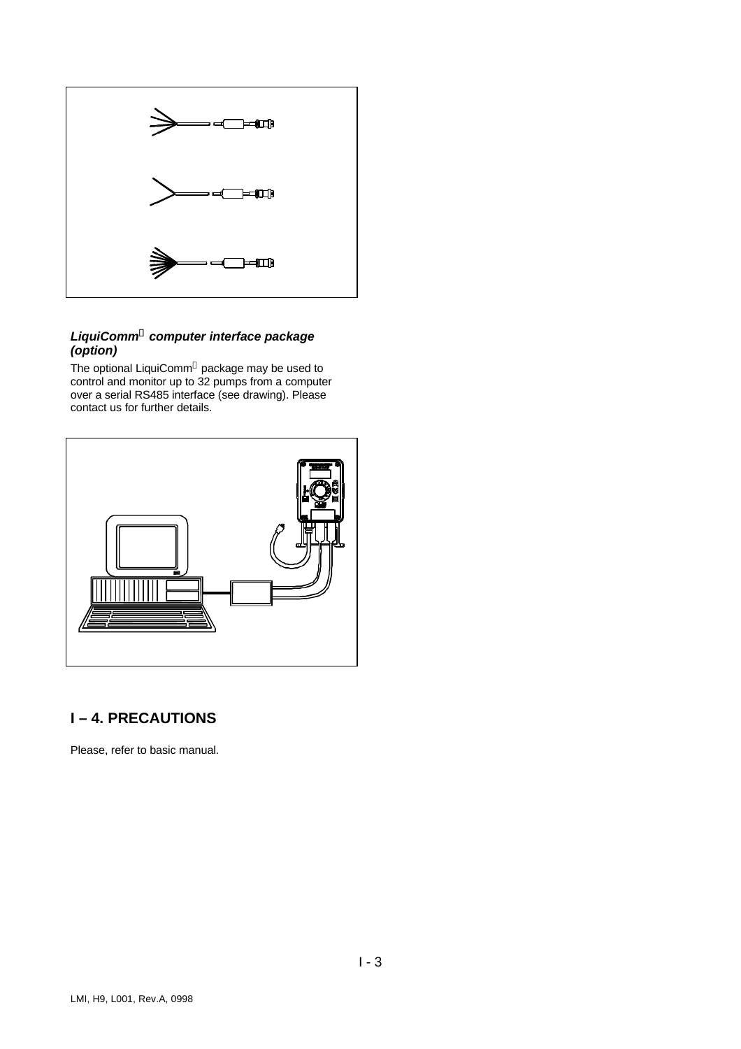***LiquiComm computer interface package (option)***

The optional LiquiComm package may be used to control and monitor up to 32 pumps from a computer over a serial RS485 interface (see drawing). Please contact us for further details.

## I – 4. PRECAUTIONS

Please, refer to basic manual.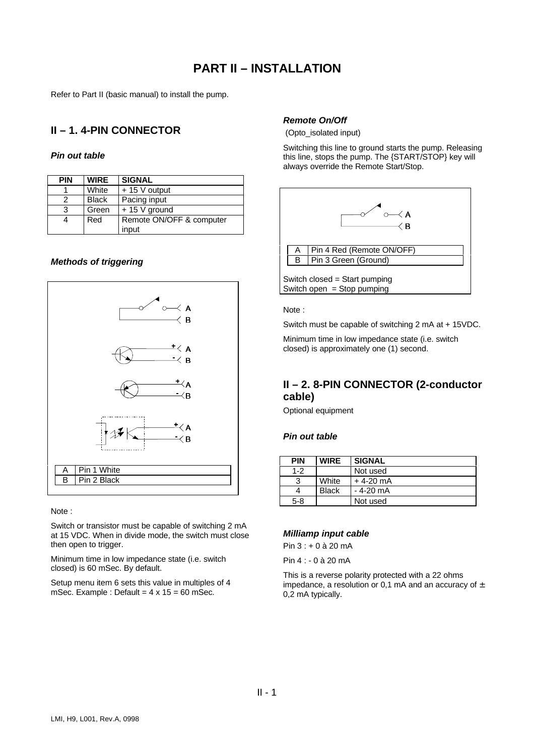# PART II – INSTALLATION

Refer to Part II (basic manual) to install the pump.

## II – 1. 4-PIN CONNECTOR

### *Pin out table*

| PIN | WIRE | SIGNAL |
|---|---|---|
| 1 | White | + 15 V output |
| 2 | Black | Pacing input |
| 3 | Green | + 15 V ground |
| 4 | Red | Remote ON/OFF & computer input |

### *Methods of triggering*

| | |
|---|---|
| A | Pin 1 White |
| B | Pin 2 Black |

Note :

Switch or transistor must be capable of switching 2 mA at 15 VDC. When in divide mode, the switch must close then open to trigger.

Minimum time in low impedance state (i.e. switch closed) is 60 mSec. By default.

Setup menu item 6 sets this value in multiples of 4 mSec. Example : Default = 4 x 15 = 60 mSec.

### *Remote On/Off*

(Opto_isolated input)

Switching this line to ground starts the pump. Releasing this line, stops the pump. The {START/STOP} key will always override the Remote Start/Stop.

| | |
|---|---|
| A | Pin 4 Red (Remote ON/OFF) |
| B | Pin 3 Green (Ground) |

Switch closed = Start pumping
Switch open = Stop pumping

Note :

Switch must be capable of switching 2 mA at + 15VDC.

Minimum time in low impedance state (i.e. switch closed) is approximately one (1) second.

## II – 2. 8-PIN CONNECTOR (2-conductor cable)

Optional equipment

### *Pin out table*

| PIN | WIRE | SIGNAL |
|---|---|---|
| 1-2 | | Not used |
| 3 | White | + 4-20 mA |
| 4 | Black | - 4-20 mA |
| 5-8 | | Not used |

### *Milliamp input cable*

Pin 3 : + 0 à 20 mA

Pin 4 : - 0 à 20 mA

This is a reverse polarity protected with a 22 ohms impedance, a resolution or 0,1 mA and an accuracy of ± 0,2 mA typically.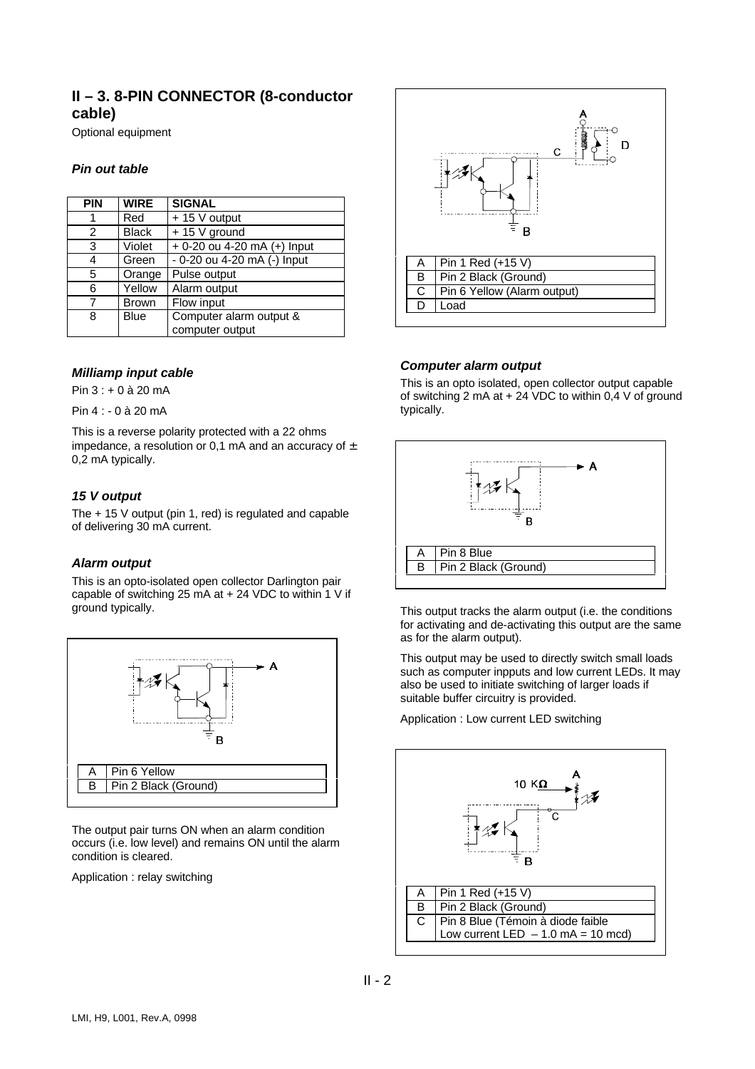## II – 3. 8-PIN CONNECTOR (8-conductor cable)

Optional equipment

### *Pin out table*

| PIN | WIRE | SIGNAL |
|---|---|---|
| 1 | Red | + 15 V output |
| 2 | Black | + 15 V ground |
| 3 | Violet | + 0-20 ou 4-20 mA (+) Input |
| 4 | Green | - 0-20 ou 4-20 mA (-) Input |
| 5 | Orange | Pulse output |
| 6 | Yellow | Alarm output |
| 7 | Brown | Flow input |
| 8 | Blue | Computer alarm output & computer output |

### *Milliamp input cable*

Pin 3 : + 0 à 20 mA

Pin 4 : - 0 à 20 mA

This is a reverse polarity protected with a 22 ohms impedance, a resolution or 0,1 mA and an accuracy of ± 0,2 mA typically.

### *15 V output*

The + 15 V output (pin 1, red) is regulated and capable of delivering 30 mA current.

### *Alarm output*

This is an opto-isolated open collector Darlington pair capable of switching 25 mA at + 24 VDC to within 1 V if ground typically.

| | |
|---|---|
| A | Pin 6 Yellow |
| B | Pin 2 Black (Ground) |

The output pair turns ON when an alarm condition occurs (i.e. low level) and remains ON until the alarm condition is cleared.

Application : relay switching

| | |
|---|---|
| A | Pin 1 Red (+15 V) |
| B | Pin 2 Black (Ground) |
| C | Pin 6 Yellow (Alarm output) |
| D | Load |

### *Computer alarm output*

This is an opto isolated, open collector output capable of switching 2 mA at + 24 VDC to within 0,4 V of ground typically.

| | |
|---|---|
| A | Pin 8 Blue |
| B | Pin 2 Black (Ground) |

This output tracks the alarm output (i.e. the conditions for activating and de-activating this output are the same as for the alarm output).

This output may be used to directly switch small loads such as computer inpputs and low current LEDs. It may also be used to initiate switching of larger loads if suitable buffer circuitry is provided.

Application : Low current LED switching

10 KΩ

| | |
|---|---|
| A | Pin 1 Red (+15 V) |
| B | Pin 2 Black (Ground) |
| C | Pin 8 Blue (Témoin à diode faible<br>Low current LED – 1.0 mA = 10 mcd) |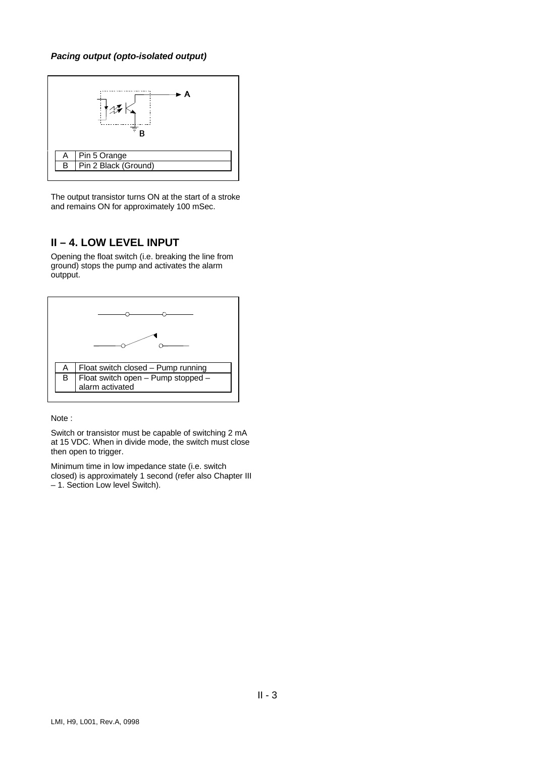***Pacing output (opto-isolated output)***

| | |
|---|---|
| A | Pin 5 Orange |
| B | Pin 2 Black (Ground) |

The output transistor turns ON at the start of a stroke and remains ON for approximately 100 mSec.

## II – 4. LOW LEVEL INPUT

Opening the float switch (i.e. breaking the line from ground) stops the pump and activates the alarm outpput.

| | |
|---|---|
| A | Float switch closed – Pump running |
| B | Float switch open – Pump stopped – alarm activated |

Note :

Switch or transistor must be capable of switching 2 mA at 15 VDC. When in divide mode, the switch must close then open to trigger.

Minimum time in low impedance state (i.e. switch closed) is approximately 1 second (refer also Chapter III – 1. Section Low level Switch).

LMI, H9, L001, Rev.A, 0998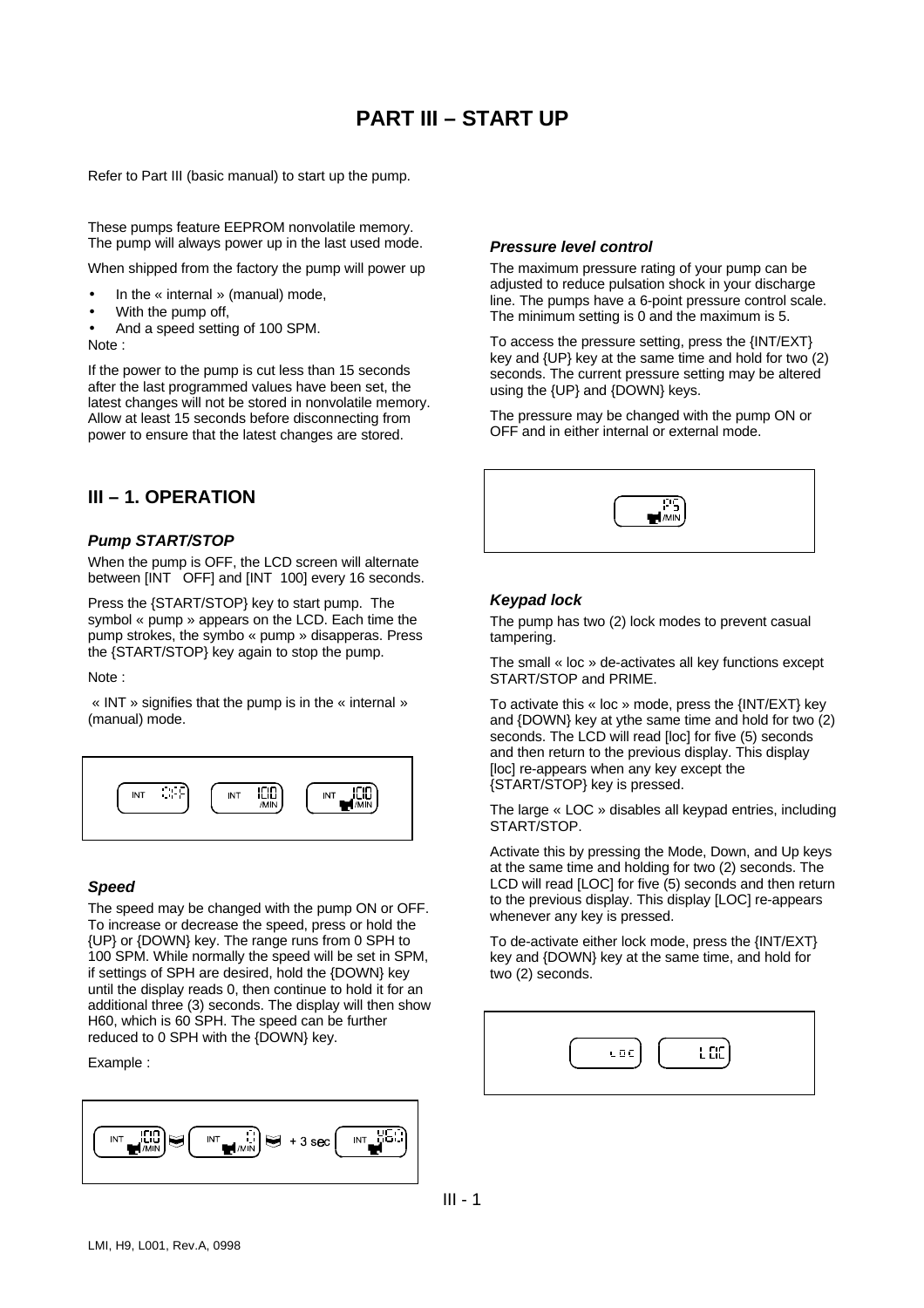# PART III – START UP

Refer to Part III (basic manual) to start up the pump.

These pumps feature EEPROM nonvolatile memory. The pump will always power up in the last used mode.

When shipped from the factory the pump will power up

- In the « internal » (manual) mode,
- With the pump off,
- And a speed setting of 100 SPM.

Note :

If the power to the pump is cut less than 15 seconds after the last programmed values have been set, the latest changes will not be stored in nonvolatile memory. Allow at least 15 seconds before disconnecting from power to ensure that the latest changes are stored.

## III – 1. OPERATION

### *Pump START/STOP*

When the pump is OFF, the LCD screen will alternate between [INT OFF] and [INT 100] every 16 seconds.

Press the {START/STOP} key to start pump. The symbol « pump » appears on the LCD. Each time the pump strokes, the symbo « pump » disapperas. Press the {START/STOP} key again to stop the pump.

Note :

« INT » signifies that the pump is in the « internal » (manual) mode.

INT OFF | INT 100 /MIN | INT 100 /MIN

### *Speed*

The speed may be changed with the pump ON or OFF. To increase or decrease the speed, press or hold the {UP} or {DOWN} key. The range runs from 0 SPH to 100 SPM. While normally the speed will be set in SPM, if settings of SPH are desired, hold the {DOWN} key until the display reads 0, then continue to hold it for an additional three (3) seconds. The display will then show H60, which is 60 SPH. The speed can be further reduced to 0 SPH with the {DOWN} key.

Example :

INT 100 /MIN → INT 0 /MIN → + 3 sec → INT H60

### *Pressure level control*

The maximum pressure rating of your pump can be adjusted to reduce pulsation shock in your discharge line. The pumps have a 6-point pressure control scale. The minimum setting is 0 and the maximum is 5.

To access the pressure setting, press the {INT/EXT} key and {UP} key at the same time and hold for two (2) seconds. The current pressure setting may be altered using the {UP} and {DOWN} keys.

The pressure may be changed with the pump ON or OFF and in either internal or external mode.

P5 /MIN

### *Keypad lock*

The pump has two (2) lock modes to prevent casual tampering.

The small « loc » de-activates all key functions except START/STOP and PRIME.

To activate this « loc » mode, press the {INT/EXT} key and {DOWN} key at ythe same time and hold for two (2) seconds. The LCD will read [loc] for five (5) seconds and then return to the previous display. This display [loc] re-appears when any key except the {START/STOP} key is pressed.

The large « LOC » disables all keypad entries, including START/STOP.

Activate this by pressing the Mode, Down, and Up keys at the same time and holding for two (2) seconds. The LCD will read [LOC] for five (5) seconds and then return to the previous display. This display [LOC] re-appears whenever any key is pressed.

To de-activate either lock mode, press the {INT/EXT} key and {DOWN} key at the same time, and hold for two (2) seconds.

LOC | LOC

LMI, H9, L001, Rev.A, 0998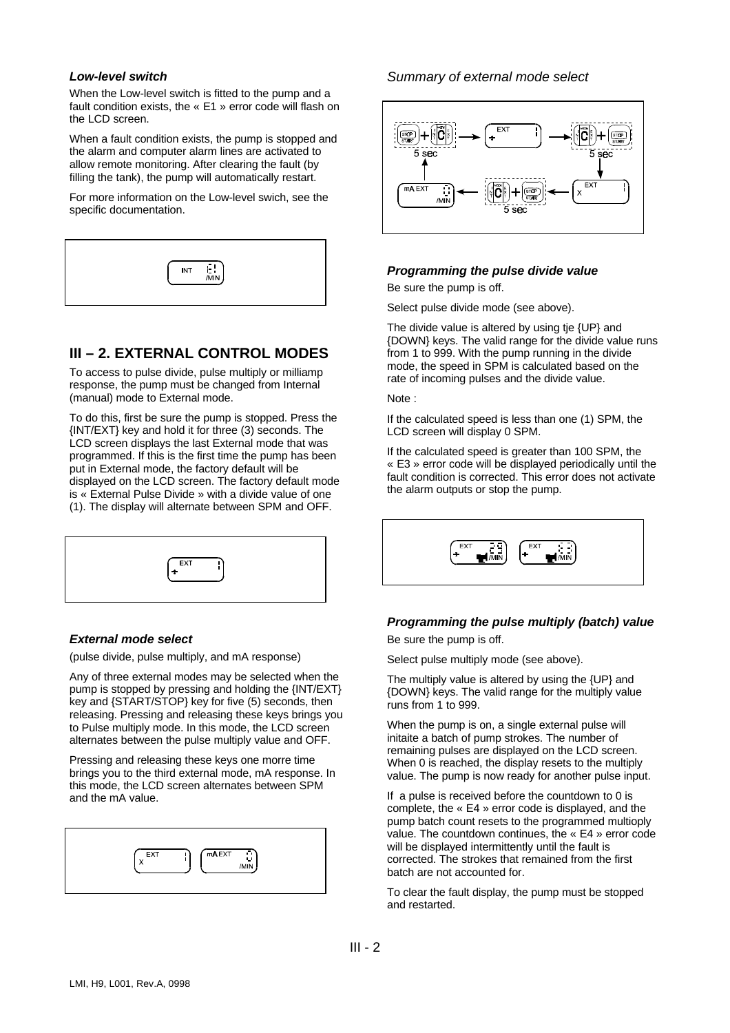### *Low-level switch*

When the Low-level switch is fitted to the pump and a fault condition exists, the « E1 » error code will flash on the LCD screen.

When a fault condition exists, the pump is stopped and the alarm and computer alarm lines are activated to allow remote monitoring. After clearing the fault (by filling the tank), the pump will automatically restart.

For more information on the Low-level swich, see the specific documentation.

## III – 2. EXTERNAL CONTROL MODES

To access to pulse divide, pulse multiply or milliamp response, the pump must be changed from Internal (manual) mode to External mode.

To do this, first be sure the pump is stopped. Press the {INT/EXT} key and hold it for three (3) seconds. The LCD screen displays the last External mode that was programmed. If this is the first time the pump has been put in External mode, the factory default will be displayed on the LCD screen. The factory default mode is « External Pulse Divide » with a divide value of one (1). The display will alternate between SPM and OFF.

### *External mode select*

(pulse divide, pulse multiply, and mA response)

Any of three external modes may be selected when the pump is stopped by pressing and holding the {INT/EXT} key and {START/STOP} key for five (5) seconds, then releasing. Pressing and releasing these keys brings you to Pulse multiply mode. In this mode, the LCD screen alternates between the pulse multiply value and OFF.

Pressing and releasing these keys one morre time brings you to the third external mode, mA response. In this mode, the LCD screen alternates between SPM and the mA value.

*Summary of external mode select*

### *Programming the pulse divide value*

Be sure the pump is off.

Select pulse divide mode (see above).

The divide value is altered by using tje {UP} and {DOWN} keys. The valid range for the divide value runs from 1 to 999. With the pump running in the divide mode, the speed in SPM is calculated based on the rate of incoming pulses and the divide value.

Note :

If the calculated speed is less than one (1) SPM, the LCD screen will display 0 SPM.

If the calculated speed is greater than 100 SPM, the « E3 » error code will be displayed periodically until the fault condition is corrected. This error does not activate the alarm outputs or stop the pump.

### *Programming the pulse multiply (batch) value*

Be sure the pump is off.

Select pulse multiply mode (see above).

The multiply value is altered by using the {UP} and {DOWN} keys. The valid range for the multiply value runs from 1 to 999.

When the pump is on, a single external pulse will initaite a batch of pump strokes. The number of remaining pulses are displayed on the LCD screen. When 0 is reached, the display resets to the multiply value. The pump is now ready for another pulse input.

If a pulse is received before the countdown to 0 is complete, the « E4 » error code is displayed, and the pump batch count resets to the programmed multioply value. The countdown continues, the « E4 » error code will be displayed intermittently until the fault is corrected. The strokes that remained from the first batch are not accounted for.

To clear the fault display, the pump must be stopped and restarted.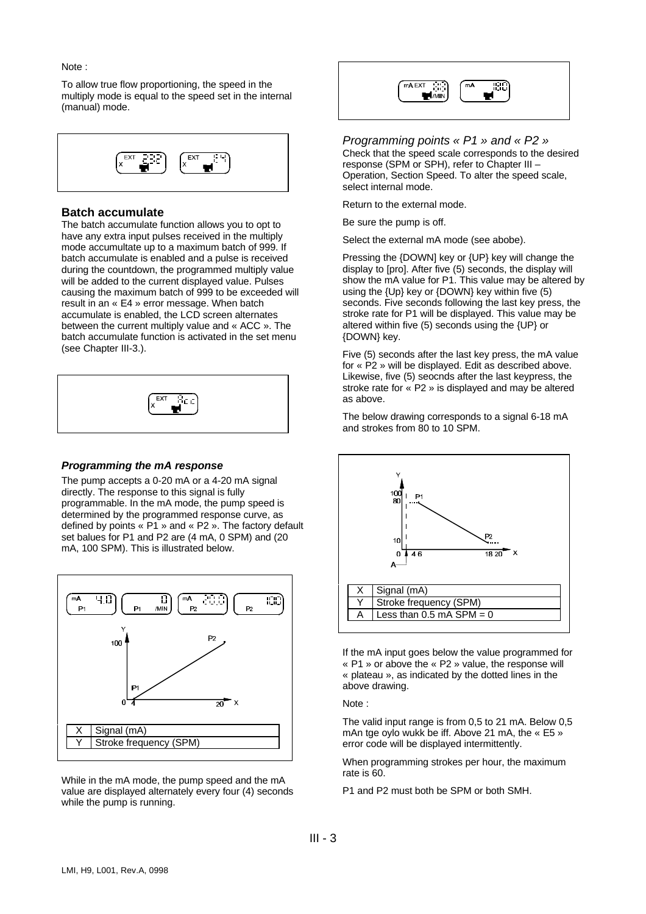Note :

To allow true flow proportioning, the speed in the multiply mode is equal to the speed set in the internal (manual) mode.

## Batch accumulate

The batch accumulate function allows you to opt to have any extra input pulses received in the multiply mode accumultate up to a maximum batch of 999. If batch accumulate is enabled and a pulse is received during the countdown, the programmed multiply value will be added to the current displayed value. Pulses causing the maximum batch of 999 to be exceeded will result in an « E4 » error message. When batch accumulate is enabled, the LCD screen alternates between the current multiply value and « ACC ». The batch accumulate function is activated in the set menu (see Chapter III-3.).

### *Programming the mA response*

The pump accepts a 0-20 mA or a 4-20 mA signal directly. The response to this signal is fully programmable. In the mA mode, the pump speed is determined by the programmed response curve, as defined by points « P1 » and « P2 ». The factory default set balues for P1 and P2 are (4 mA, 0 SPM) and (20 mA, 100 SPM). This is illustrated below.

| X | Signal (mA) |
|---|---|
| Y | Stroke frequency (SPM) |

While in the mA mode, the pump speed and the mA value are displayed alternately every four (4) seconds while the pump is running.

### *Programming points « P1 » and « P2 »*

Check that the speed scale corresponds to the desired response (SPM or SPH), refer to Chapter III – Operation, Section Speed. To alter the speed scale, select internal mode.

Return to the external mode.

Be sure the pump is off.

Select the external mA mode (see abobe).

Pressing the {DOWN} key or {UP} key will change the display to [pro]. After five (5) seconds, the display will show the mA value for P1. This value may be altered by using the {Up} key or {DOWN} key within five (5) seconds. Five seconds following the last key press, the stroke rate for P1 will be displayed. This value may be altered within five (5) seconds using the {UP} or {DOWN} key.

Five (5) seconds after the last key press, the mA value for « P2 » will be displayed. Edit as described above. Likewise, five (5) seocnds after the last keypress, the stroke rate for « P2 » is displayed and may be altered as above.

The below drawing corresponds to a signal 6-18 mA and strokes from 80 to 10 SPM.

| X | Signal (mA) |
|---|---|
| Y | Stroke frequency (SPM) |
| A | Less than 0.5 mA SPM = 0 |

If the mA input goes below the value programmed for « P1 » or above the « P2 » value, the response will « plateau », as indicated by the dotted lines in the above drawing.

Note :

The valid input range is from 0,5 to 21 mA. Below 0,5 mAn tge oylo wukk be iff. Above 21 mA, the « E5 » error code will be displayed intermittently.

When programming strokes per hour, the maximum rate is 60.

P1 and P2 must both be SPM or both SMH.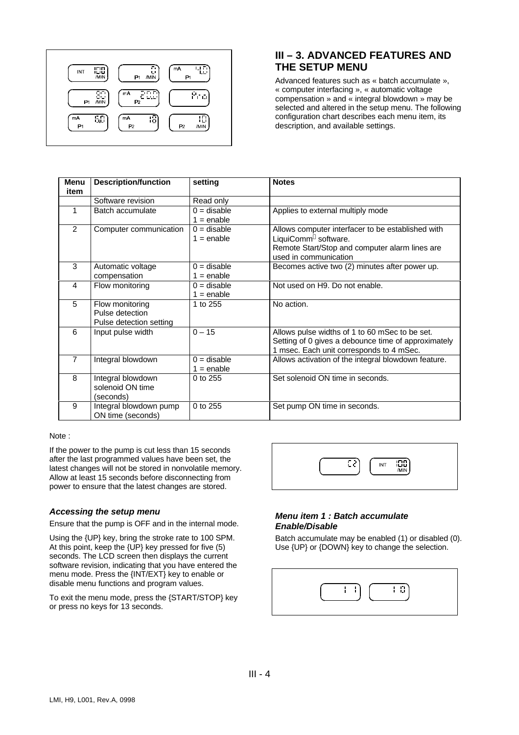## III – 3. ADVANCED FEATURES AND THE SETUP MENU

Advanced features such as « batch accumulate », « computer interfacing », « automatic voltage compensation » and « integral blowdown » may be selected and altered in the setup menu. The following configuration chart describes each menu item, its description, and available settings.

| Menu item | Description/function | setting | Notes |
|---|---|---|---|
| | Software revision | Read only | |
| 1 | Batch accumulate | 0 = disable<br>1 = enable | Applies to external multiply mode |
| 2 | Computer communication | 0 = disable<br>1 = enable | Allows computer interfacer to be established with LiquiComm software.<br>Remote Start/Stop and computer alarm lines are used in communication |
| 3 | Automatic voltage compensation | 0 = disable<br>1 = enable | Becomes active two (2) minutes after power up. |
| 4 | Flow monitoring | 0 = disable<br>1 = enable | Not used on H9. Do not enable. |
| 5 | Flow monitoring<br>Pulse detection<br>Pulse detection setting | 1 to 255 | No action. |
| 6 | Input pulse width | 0 – 15 | Allows pulse widths of 1 to 60 mSec to be set. Setting of 0 gives a debounce time of approximately 1 msec. Each unit corresponds to 4 mSec. |
| 7 | Integral blowdown | 0 = disable<br>1 = enable | Allows activation of the integral blowdown feature. |
| 8 | Integral blowdown solenoid ON time (seconds) | 0 to 255 | Set solenoid ON time in seconds. |
| 9 | Integral blowdown pump ON time (seconds) | 0 to 255 | Set pump ON time in seconds. |

Note :

If the power to the pump is cut less than 15 seconds after the last programmed values have been set, the latest changes will not be stored in nonvolatile memory. Allow at least 15 seconds before disconnecting from power to ensure that the latest changes are stored.

### *Accessing the setup menu*

Ensure that the pump is OFF and in the internal mode.

Using the {UP} key, bring the stroke rate to 100 SPM. At this point, keep the {UP} key pressed for five (5) seconds. The LCD screen then displays the current software revision, indicating that you have entered the menu mode. Press the {INT/EXT} key to enable or disable menu functions and program values.

To exit the menu mode, press the {START/STOP} key or press no keys for 13 seconds.

### *Menu item 1 : Batch accumulate Enable/Disable*

Batch accumulate may be enabled (1) or disabled (0). Use {UP} or {DOWN} key to change the selection.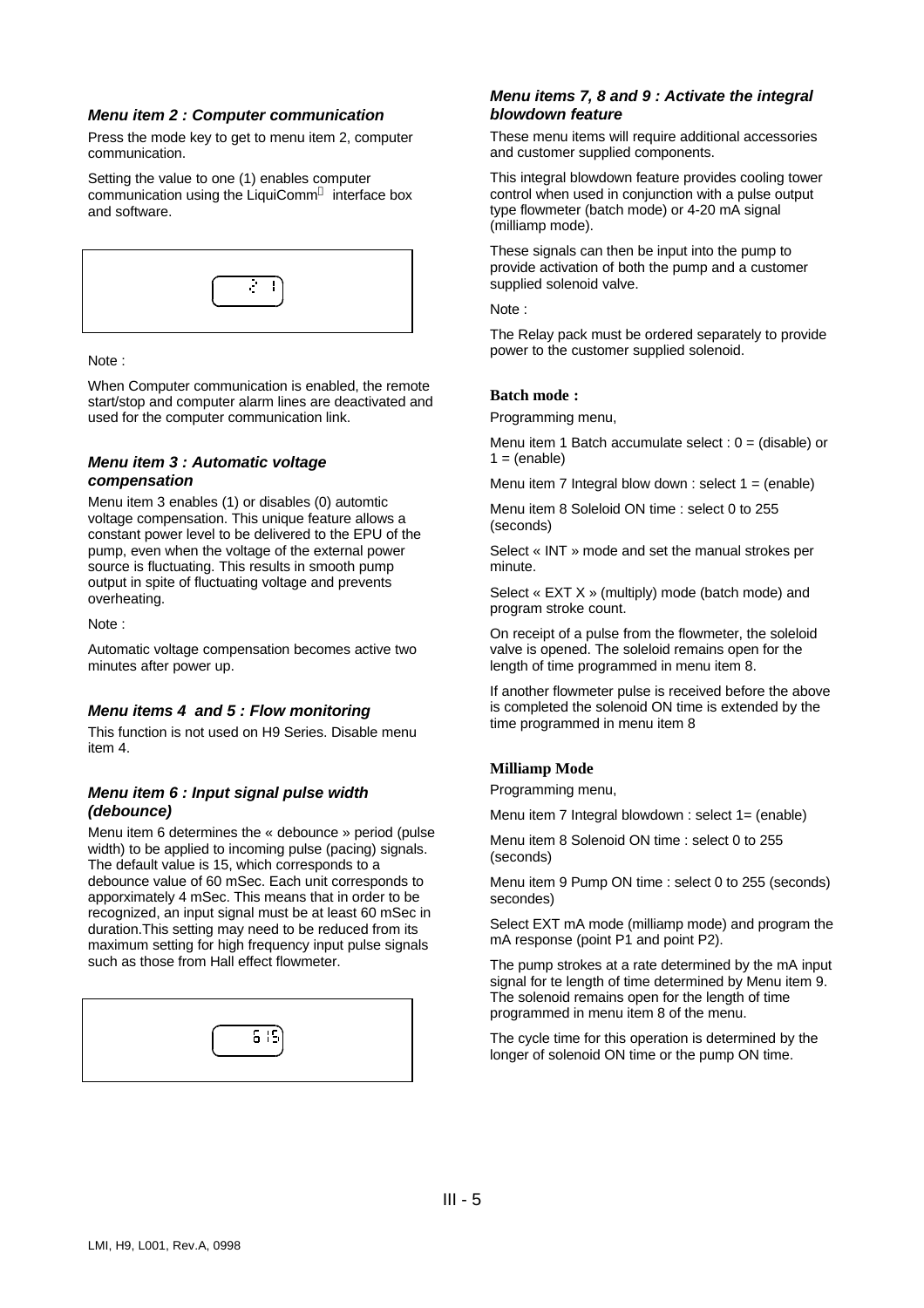### *Menu item 2 : Computer communication*

Press the mode key to get to menu item 2, computer communication.

Setting the value to one (1) enables computer communication using the LiquiComm interface box and software.

```
2  1
```

Note :

When Computer communication is enabled, the remote start/stop and computer alarm lines are deactivated and used for the computer communication link.

### *Menu item 3 : Automatic voltage compensation*

Menu item 3 enables (1) or disables (0) automtic voltage compensation. This unique feature allows a constant power level to be delivered to the EPU of the pump, even when the voltage of the external power source is fluctuating. This results in smooth pump output in spite of fluctuating voltage and prevents overheating.

Note :

Automatic voltage compensation becomes active two minutes after power up.

### *Menu items 4 and 5 : Flow monitoring*

This function is not used on H9 Series. Disable menu item 4.

### *Menu item 6 : Input signal pulse width (debounce)*

Menu item 6 determines the « debounce » period (pulse width) to be applied to incoming pulse (pacing) signals. The default value is 15, which corresponds to a debounce value of 60 mSec. Each unit corresponds to apporximately 4 mSec. This means that in order to be recognized, an input signal must be at least 60 mSec in duration.This setting may need to be reduced from its maximum setting for high frequency input pulse signals such as those from Hall effect flowmeter.

```
6 15
```

### *Menu items 7, 8 and 9 : Activate the integral blowdown feature*

These menu items will require additional accessories and customer supplied components.

This integral blowdown feature provides cooling tower control when used in conjunction with a pulse output type flowmeter (batch mode) or 4-20 mA signal (milliamp mode).

These signals can then be input into the pump to provide activation of both the pump and a customer supplied solenoid valve.

Note :

The Relay pack must be ordered separately to provide power to the customer supplied solenoid.

**Batch mode :**

Programming menu,

Menu item 1 Batch accumulate select : 0 = (disable) or 1 = (enable)

Menu item 7 Integral blow down : select 1 = (enable)

Menu item 8 Soleloid ON time : select 0 to 255 (seconds)

Select « INT » mode and set the manual strokes per minute.

Select « EXT X » (multiply) mode (batch mode) and program stroke count.

On receipt of a pulse from the flowmeter, the soleloid valve is opened. The soleloid remains open for the length of time programmed in menu item 8.

If another flowmeter pulse is received before the above is completed the solenoid ON time is extended by the time programmed in menu item 8

**Milliamp Mode**

Programming menu,

Menu item 7 Integral blowdown : select 1= (enable)

Menu item 8 Solenoid ON time : select 0 to 255 (seconds)

Menu item 9 Pump ON time : select 0 to 255 (seconds) secondes)

Select EXT mA mode (milliamp mode) and program the mA response (point P1 and point P2).

The pump strokes at a rate determined by the mA input signal for te length of time determined by Menu item 9. The solenoid remains open for the length of time programmed in menu item 8 of the menu.

The cycle time for this operation is determined by the longer of solenoid ON time or the pump ON time.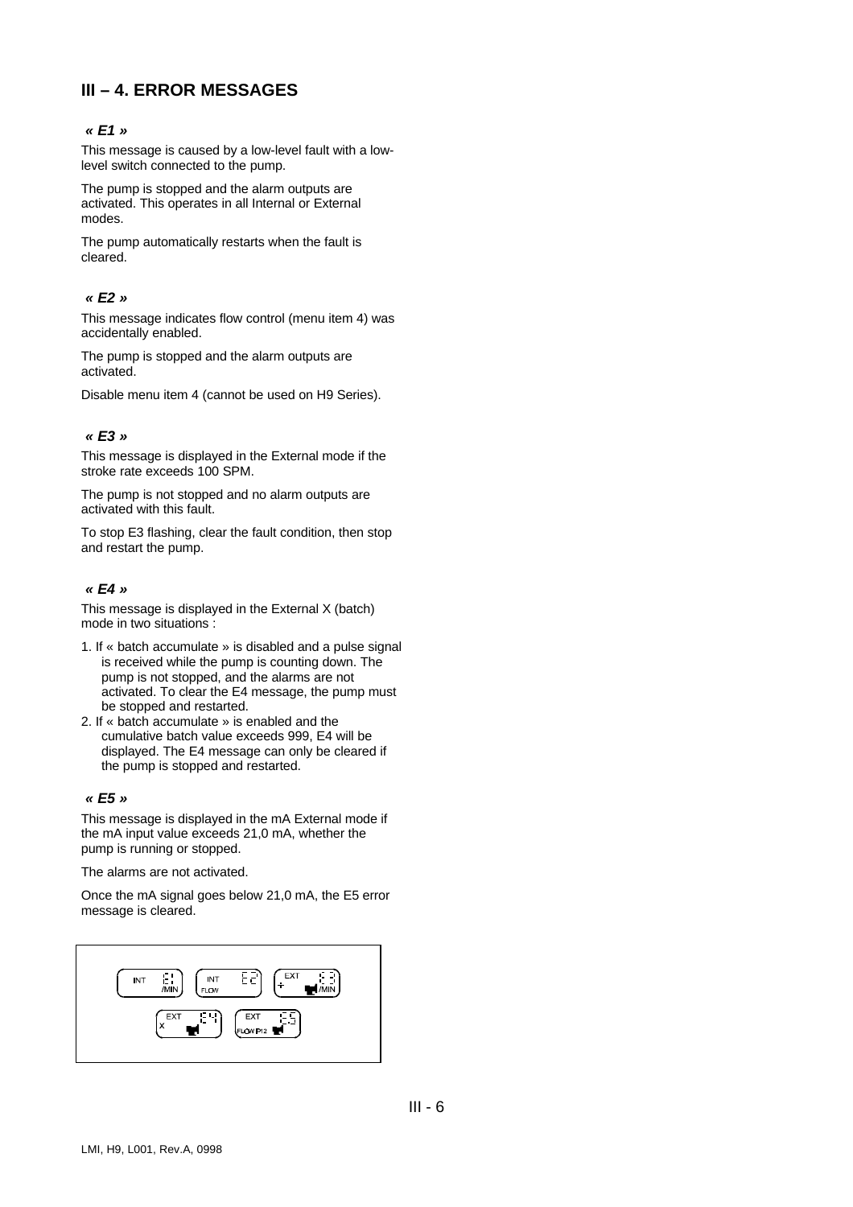## III – 4. ERROR MESSAGES

### *« E1 »*

This message is caused by a low-level fault with a low-level switch connected to the pump.

The pump is stopped and the alarm outputs are activated. This operates in all Internal or External modes.

The pump automatically restarts when the fault is cleared.

### *« E2 »*

This message indicates flow control (menu item 4) was accidentally enabled.

The pump is stopped and the alarm outputs are activated.

Disable menu item 4 (cannot be used on H9 Series).

### *« E3 »*

This message is displayed in the External mode if the stroke rate exceeds 100 SPM.

The pump is not stopped and no alarm outputs are activated with this fault.

To stop E3 flashing, clear the fault condition, then stop and restart the pump.

### *« E4 »*

This message is displayed in the External X (batch) mode in two situations :

1. If « batch accumulate » is disabled and a pulse signal is received while the pump is counting down. The pump is not stopped, and the alarms are not activated. To clear the E4 message, the pump must be stopped and restarted.
2. If « batch accumulate » is enabled and the cumulative batch value exceeds 999, E4 will be displayed. The E4 message can only be cleared if the pump is stopped and restarted.

### *« E5 »*

This message is displayed in the mA External mode if the mA input value exceeds 21,0 mA, whether the pump is running or stopped.

The alarms are not activated.

Once the mA signal goes below 21,0 mA, the E5 error message is cleared.

INT E1 /MIN | INT FLOW E2 | EXT ÷ E3 /MIN

EXT X E4 | EXT FLOW P12 E5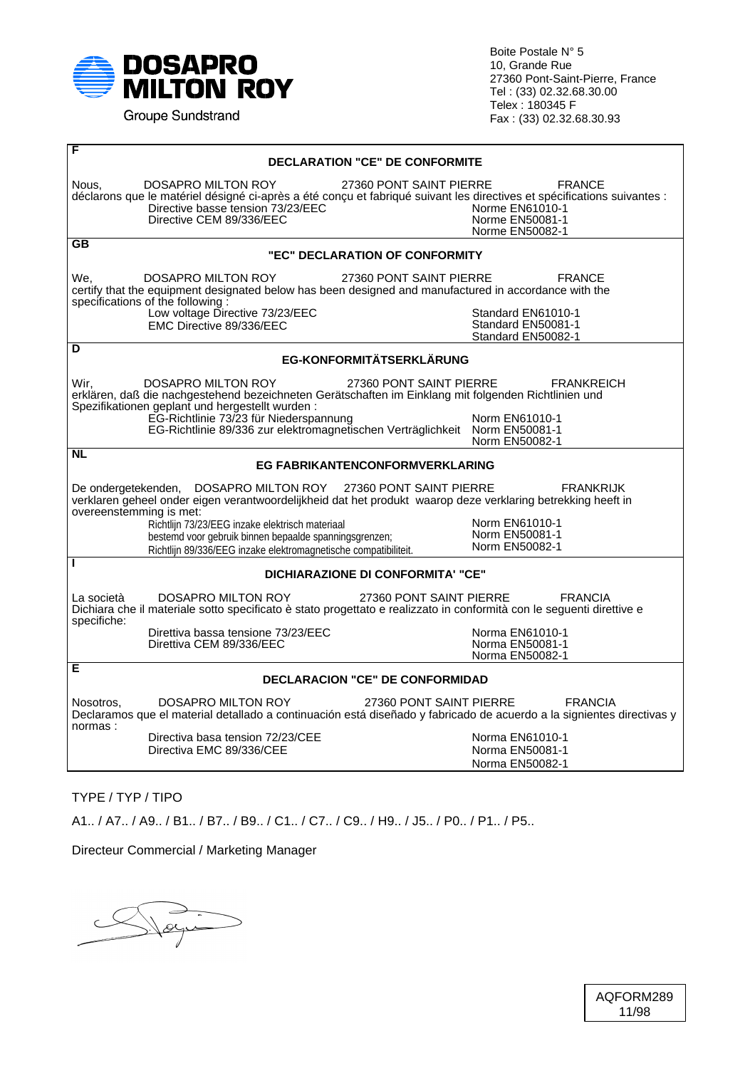**DOSAPRO MILTON ROY**

Groupe Sundstrand

Boite Postale N° 5
10, Grande Rue
27360 Pont-Saint-Pierre, France
Tel : (33) 02.32.68.30.00
Telex : 180345 F
Fax : (33) 02.32.68.30.93

**F**

**DECLARATION "CE" DE CONFORMITE**

Nous, DOSAPRO MILTON ROY 27360 PONT SAINT PIERRE FRANCE
déclarons que le matériel désigné ci-après a été conçu et fabriqué suivant les directives et spécifications suivantes :

| | |
|---|---|
| Directive basse tension 73/23/EEC | Norme EN61010-1 |
| Directive CEM 89/336/EEC | Norme EN50081-1 |
| | Norme EN50082-1 |

**GB**

**"EC" DECLARATION OF CONFORMITY**

We, DOSAPRO MILTON ROY 27360 PONT SAINT PIERRE FRANCE
certify that the equipment designated below has been designed and manufactured in accordance with the specifications of the following :

| | |
|---|---|
| Low voltage Directive 73/23/EEC | Standard EN61010-1 |
| EMC Directive 89/336/EEC | Standard EN50081-1 |
| | Standard EN50082-1 |

**D**

**EG-KONFORMITÄTSERKLÄRUNG**

Wir, DOSAPRO MILTON ROY 27360 PONT SAINT PIERRE FRANKREICH
erklären, daß die nachgestehend bezeichneten Gerätschaften im Einklang mit folgenden Richtlinien und Spezifikationen geplant und hergestellt wurden :

| | |
|---|---|
| EG-Richtlinie 73/23 für Niederspannung | Norm EN61010-1 |
| EG-Richtlinie 89/336 zur elektromagnetischen Verträglichkeit | Norm EN50081-1 |
| | Norm EN50082-1 |

**NL**

**EG FABRIKANTENCONFORMVERKLARING**

De ondergetekenden, DOSAPRO MILTON ROY 27360 PONT SAINT PIERRE FRANKRIJK
verklaren geheel onder eigen verantwoordelijkheid dat het produkt waarop deze verklaring betrekking heeft in overeenstemming is met:

| | |
|---|---|
| Richtlijn 73/23/EEG inzake elektrisch materiaal | Norm EN61010-1 |
| bestemd voor gebruik binnen bepaalde spanningsgrenzen; | Norm EN50081-1 |
| Richtlijn 89/336/EEG inzake elektromagnetische compatibiliteit. | Norm EN50082-1 |

**I**

**DICHIARAZIONE DI CONFORMITA' "CE"**

La società DOSAPRO MILTON ROY 27360 PONT SAINT PIERRE FRANCIA
Dichiara che il materiale sotto specificato è stato progettato e realizzato in conformità con le seguenti direttive e specifiche:

| | |
|---|---|
| Direttiva bassa tensione 73/23/EEC | Norma EN61010-1 |
| Direttiva CEM 89/336/EEC | Norma EN50081-1 |
| | Norma EN50082-1 |

**E**

**DECLARACION "CE" DE CONFORMIDAD**

Nosotros, DOSAPRO MILTON ROY 27360 PONT SAINT PIERRE FRANCIA
Declaramos que el material detallado a continuación está diseñado y fabricado de acuerdo a la signientes directivas y normas :

| | |
|---|---|
| Directiva basa tension 72/23/CEE | Norma EN61010-1 |
| Directiva EMC 89/336/CEE | Norma EN50081-1 |
| | Norma EN50082-1 |

TYPE / TYP / TIPO

A1.. / A7.. / A9.. / B1.. / B7.. / B9.. / C1.. / C7.. / C9.. / H9.. / J5.. / P0.. / P1.. / P5..

Directeur Commercial / Marketing Manager

AQFORM289
11/98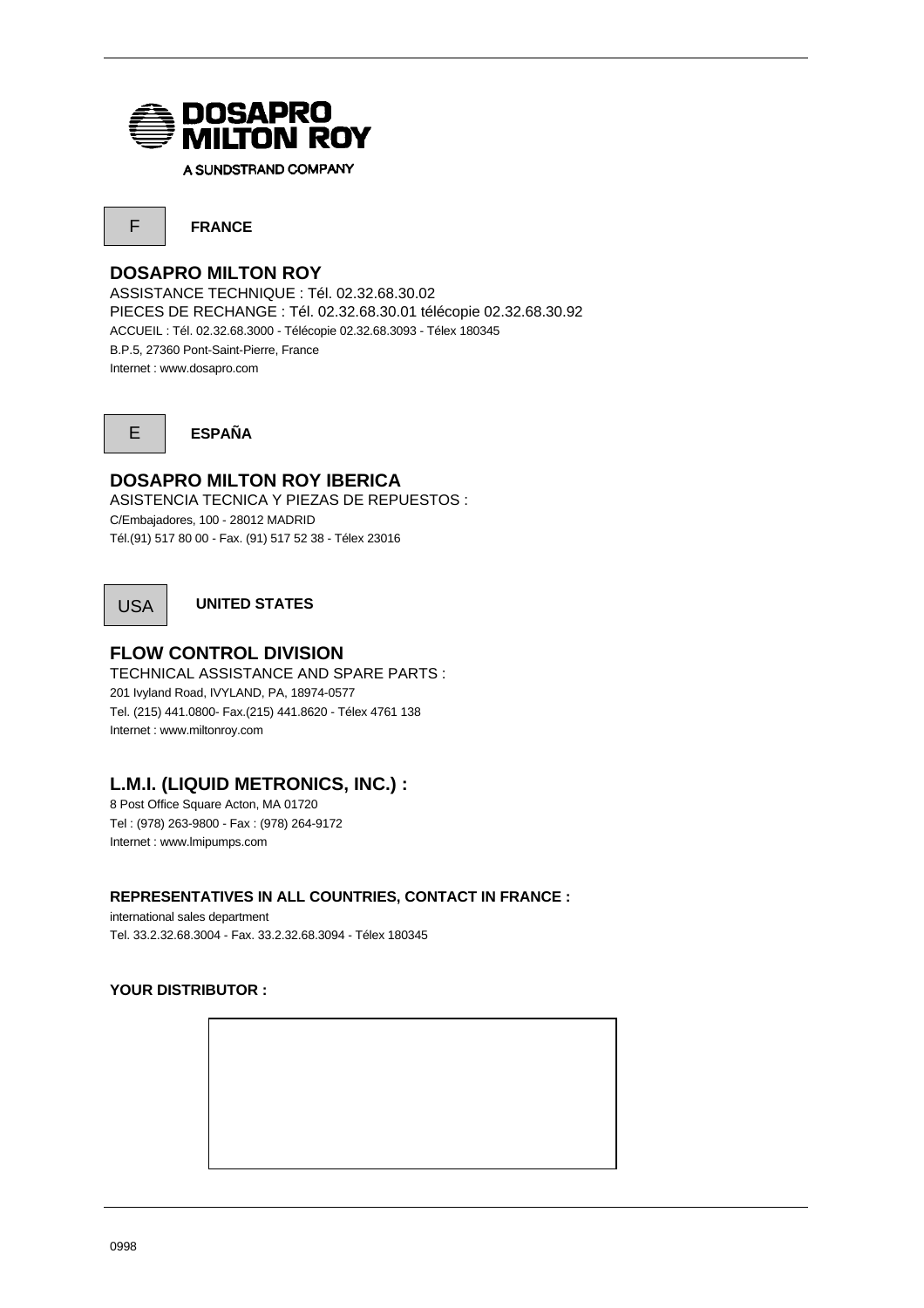**DOSAPRO MILTON ROY**

A SUNDSTRAND COMPANY

F **FRANCE**

## DOSAPRO MILTON ROY

ASSISTANCE TECHNIQUE : Tél. 02.32.68.30.02
PIECES DE RECHANGE : Tél. 02.32.68.30.01 télécopie 02.32.68.30.92
ACCUEIL : Tél. 02.32.68.3000 - Télécopie 02.32.68.3093 - Télex 180345
B.P.5, 27360 Pont-Saint-Pierre, France
Internet : www.dosapro.com

E **ESPAÑA**

## DOSAPRO MILTON ROY IBERICA

ASISTENCIA TECNICA Y PIEZAS DE REPUESTOS :
C/Embajadores, 100 - 28012 MADRID
Tél.(91) 517 80 00 - Fax. (91) 517 52 38 - Télex 23016

USA **UNITED STATES**

## FLOW CONTROL DIVISION

TECHNICAL ASSISTANCE AND SPARE PARTS :
201 Ivyland Road, IVYLAND, PA, 18974-0577
Tel. (215) 441.0800- Fax.(215) 441.8620 - Télex 4761 138
Internet : www.miltonroy.com

## L.M.I. (LIQUID METRONICS, INC.) :

8 Post Office Square Acton, MA 01720
Tel : (978) 263-9800 - Fax : (978) 264-9172
Internet : www.lmipumps.com

**REPRESENTATIVES IN ALL COUNTRIES, CONTACT IN FRANCE :**

international sales department
Tel. 33.2.32.68.3004 - Fax. 33.2.32.68.3094 - Télex 180345

**YOUR DISTRIBUTOR :**

0998